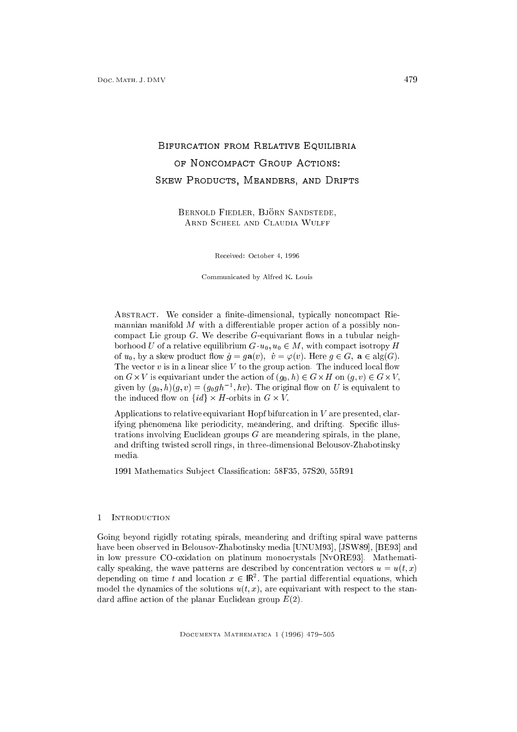# Bifurcation from Relative Equilibria of Noncompact Group Actions: Skew Products, Meanders, and Drifts

Bernold Fiedler, Björn Sandstede, Arnd Scheel and Claudia Wulff

Received: October 4, 1996

Communicated by Alfred K. Louis

Abstract. We consider a finite-dimensional, typically noncompact Riemannian manifold $M$ with a differentiable proper action of a possibly noncompact Lie group $G$. We describe $G$-equivariant flows in a tubular neighborhood $U$ of a relative equilibrium $G \cdot u_0, u_0 \in M$, with compact isotropy $H$ of $u_0$, by a skew product flow $\dot{g} = g\mathbf{a}(v)$, $\dot{v} = \varphi(v)$. Here $g \in G$, $\mathbf{a} \in \mathrm{alg}(G)$. The vector $v$ is in a linear slice $V$ to the group action. The induced local flow on $G \times V$ is equivariant under the action of $(g_0, h) \in G \times H$ on $(g, v) \in G \times V$, given by $(g_0, h)(g, v) = (g_0 g h^{-1}, hv)$. The original flow on $U$ is equivalent to the induced flow on $\{id\} \times H$-orbits in $G \times V$.

Applications to relative equivariant Hopf bifurcation in $V$ are presented, clarifying phenomena like periodicity, meandering, and drifting. Specific illustrations involving Euclidean groups $G$ are meandering spirals, in the plane, and drifting twisted scroll rings, in three-dimensional Belousov-Zhabotinsky media.

1991 Mathematics Subject Classification: 58F35, 57S20, 55R91

## 1 Introduction

Going beyond rigidly rotating spirals, meandering and drifting spiral wave patterns have been observed in Belousov-Zhabotinsky media [UNUM93], [JSW89], [BE93] and in low pressure CO-oxidation on platinum monocrystals [NvORE93]. Mathematically speaking, the wave patterns are described by concentration vectors $u = u(t, x)$ depending on time $t$ and location $x \in \mathbb{R}^2$. The partial differential equations, which model the dynamics of the solutions $u(t, x)$, are equivariant with respect to the standard affine action of the planar Euclidean group $E(2)$.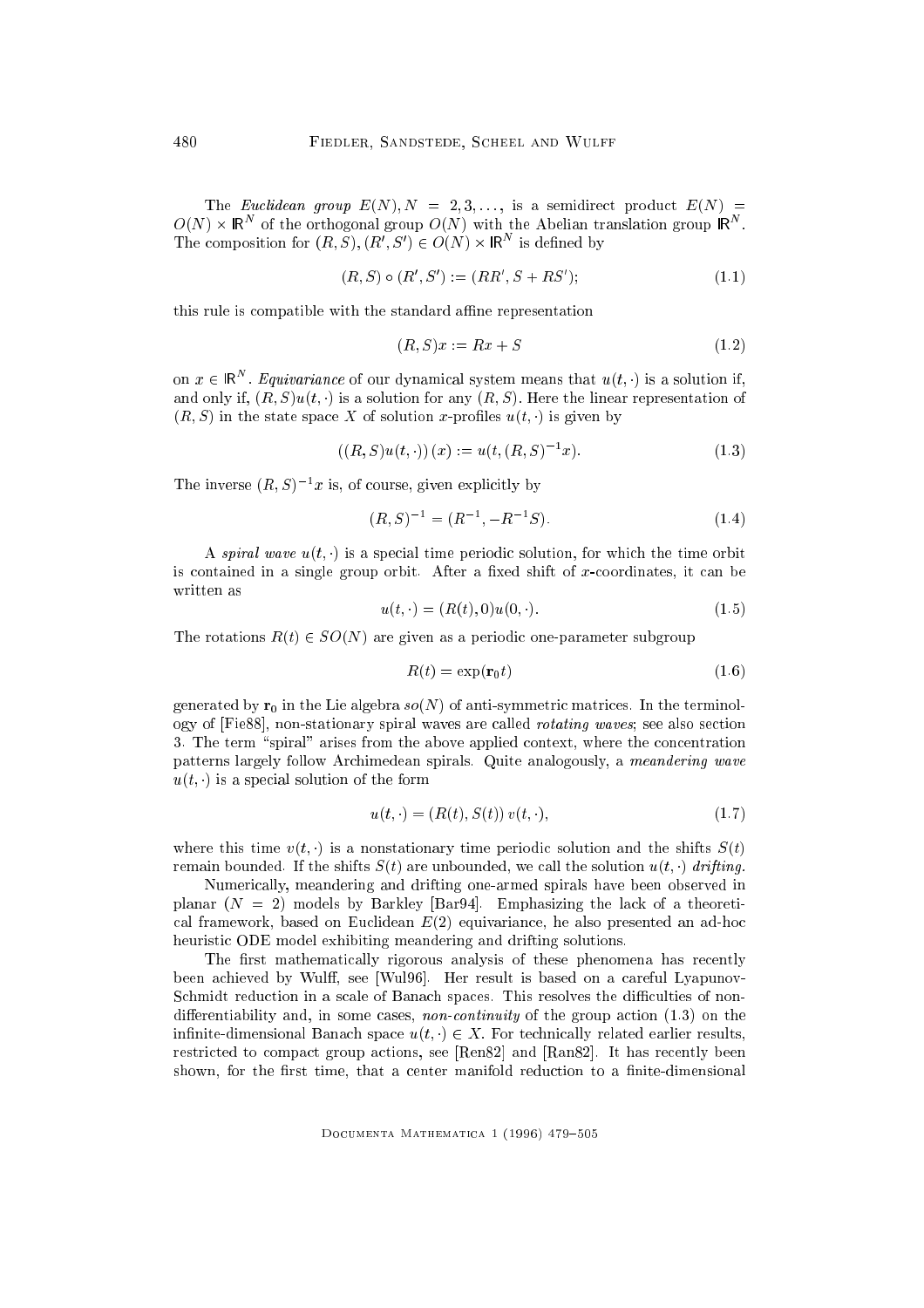The *Euclidean group* $E(N), N = 2, 3, \ldots$, is a semidirect product $E(N) = O(N) \times \mathbb{R}^N$ of the orthogonal group $O(N)$ with the Abelian translation group $\mathbb{R}^N$. The composition for $(R, S), (R', S') \in O(N) \times \mathbb{R}^N$ is defined by

$$(R, S) \circ (R', S') := (RR', S + RS'); \tag{1.1}$$

this rule is compatible with the standard affine representation

$$(R, S)x := Rx + S \tag{1.2}$$

on $x \in \mathbb{R}^N$. *Equivariance* of our dynamical system means that $u(t, \cdot)$ is a solution if, and only if, $(R, S)u(t, \cdot)$ is a solution for any $(R, S)$. Here the linear representation of $(R, S)$ in the state space $X$ of solution $x$-profiles $u(t, \cdot)$ is given by

$$((R, S)u(t, \cdot))(x) := u(t, (R, S)^{-1}x). \tag{1.3}$$

The inverse $(R, S)^{-1}x$ is, of course, given explicitly by

$$(R, S)^{-1} = (R^{-1}, -R^{-1}S). \tag{1.4}$$

A *spiral wave* $u(t, \cdot)$ is a special time periodic solution, for which the time orbit is contained in a single group orbit. After a fixed shift of $x$-coordinates, it can be written as

$$u(t, \cdot) = (R(t), 0)u(0, \cdot). \tag{1.5}$$

The rotations $R(t) \in SO(N)$ are given as a periodic one-parameter subgroup

$$R(t) = \exp(\mathbf{r}_0 t) \tag{1.6}$$

generated by $\mathbf{r}_0$ in the Lie algebra $so(N)$ of anti-symmetric matrices. In the terminology of [Fie88], non-stationary spiral waves are called *rotating waves*; see also section 3. The term "spiral" arises from the above applied context, where the concentration patterns largely follow Archimedean spirals. Quite analogously, a *meandering wave* $u(t, \cdot)$ is a special solution of the form

$$u(t, \cdot) = (R(t), S(t))\, v(t, \cdot), \tag{1.7}$$

where this time $v(t, \cdot)$ is a nonstationary time periodic solution and the shifts $S(t)$ remain bounded. If the shifts $S(t)$ are unbounded, we call the solution $u(t, \cdot)$ *drifting*.

Numerically, meandering and drifting one-armed spirals have been observed in planar ($N = 2$) models by Barkley [Bar94]. Emphasizing the lack of a theoretical framework, based on Euclidean $E(2)$ equivariance, he also presented an ad-hoc heuristic ODE model exhibiting meandering and drifting solutions.

The first mathematically rigorous analysis of these phenomena has recently been achieved by Wulff, see [Wul96]. Her result is based on a careful Lyapunov-Schmidt reduction in a scale of Banach spaces. This resolves the difficulties of non-differentiability and, in some cases, *non-continuity* of the group action (1.3) on the infinite-dimensional Banach space $u(t, \cdot) \in X$. For technically related earlier results, restricted to compact group actions, see [Ren82] and [Ran82]. It has recently been shown, for the first time, that a center manifold reduction to a finite-dimensional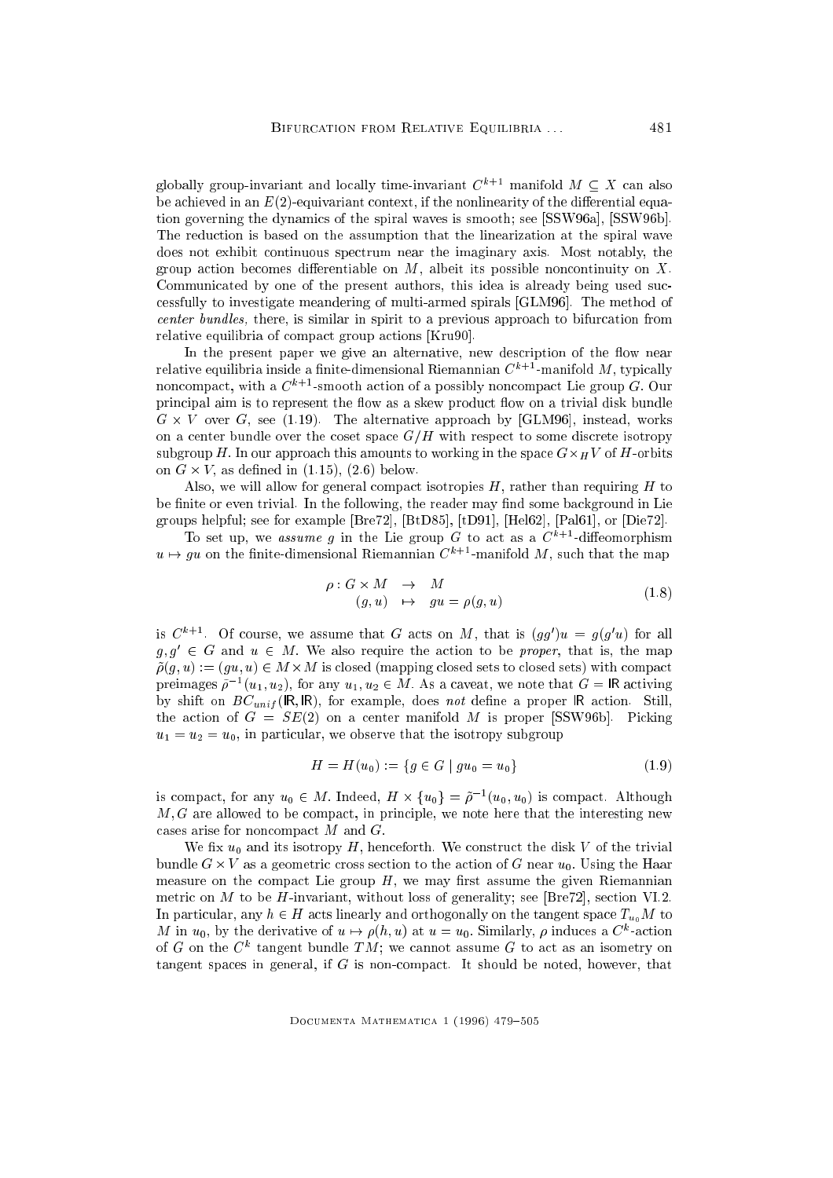globally group-invariant and locally time-invariant $C^{k+1}$ manifold $M \subseteq X$ can also be achieved in an $E(2)$-equivariant context, if the nonlinearity of the differential equation governing the dynamics of the spiral waves is smooth; see [SSW96a], [SSW96b]. The reduction is based on the assumption that the linearization at the spiral wave does not exhibit continuous spectrum near the imaginary axis. Most notably, the group action becomes differentiable on $M$, albeit its possible noncontinuity on $X$. Communicated by one of the present authors, this idea is already being used successfully to investigate meandering of multi-armed spirals [GLM96]. The method of *center bundles,* there, is similar in spirit to a previous approach to bifurcation from relative equilibria of compact group actions [Kru90].

In the present paper we give an alternative, new description of the flow near relative equilibria inside a finite-dimensional Riemannian $C^{k+1}$-manifold $M$, typically noncompact, with a $C^{k+1}$-smooth action of a possibly noncompact Lie group $G$. Our principal aim is to represent the flow as a skew product flow on a trivial disk bundle $G \times V$ over $G$, see (1.19). The alternative approach by [GLM96], instead, works on a center bundle over the coset space $G/H$ with respect to some discrete isotropy subgroup $H$. In our approach this amounts to working in the space $G \times_H V$ of $H$-orbits on $G \times V$, as defined in (1.15), (2.6) below.

Also, we will allow for general compact isotropies $H$, rather than requiring $H$ to be finite or even trivial. In the following, the reader may find some background in Lie groups helpful; see for example [Bre72], [BtD85], [tD91], [Hel62], [Pal61], or [Die72].

To set up, we *assume* $g$ in the Lie group $G$ to act as a $C^{k+1}$-diffeomorphism $u \mapsto gu$ on the finite-dimensional Riemannian $C^{k+1}$-manifold $M$, such that the map

$$
\begin{array}{rcl}
\rho : G \times M & \to & M \\
(g, u) & \mapsto & gu = \rho(g, u)
\end{array}
\tag{1.8}
$$

is $C^{k+1}$. Of course, we assume that $G$ acts on $M$, that is $(gg')u = g(g'u)$ for all $g, g' \in G$ and $u \in M$. We also require the action to be *proper*, that is, the map $\tilde{\rho}(g, u) := (gu, u) \in M \times M$ is closed (mapping closed sets to closed sets) with compact preimages $\tilde{\rho}^{-1}(u_1, u_2)$, for any $u_1, u_2 \in M$. As a caveat, we note that $G = \mathbb{R}$ activing by shift on $BC_{unif}(\mathbb{R}, \mathbb{R})$, for example, does *not* define a proper $\mathbb{R}$ action. Still, the action of $G = SE(2)$ on a center manifold $M$ is proper [SSW96b]. Picking $u_1 = u_2 = u_0$, in particular, we observe that the isotropy subgroup

$$
H = H(u_0) := \{ g \in G \mid gu_0 = u_0 \}
\tag{1.9}
$$

is compact, for any $u_0 \in M$. Indeed, $H \times \{u_0\} = \tilde{\rho}^{-1}(u_0, u_0)$ is compact. Although $M, G$ are allowed to be compact, in principle, we note here that the interesting new cases arise for noncompact $M$ and $G$.

We fix $u_0$ and its isotropy $H$, henceforth. We construct the disk $V$ of the trivial bundle $G \times V$ as a geometric cross section to the action of $G$ near $u_0$. Using the Haar measure on the compact Lie group $H$, we may first assume the given Riemannian metric on $M$ to be $H$-invariant, without loss of generality; see [Bre72], section VI.2. In particular, any $h \in H$ acts linearly and orthogonally on the tangent space $T_{u_0}M$ to $M$ in $u_0$, by the derivative of $u \mapsto \rho(h, u)$ at $u = u_0$. Similarly, $\rho$ induces a $C^k$-action of $G$ on the $C^k$ tangent bundle $TM$; we cannot assume $G$ to act as an isometry on tangent spaces in general, if $G$ is non-compact. It should be noted, however, that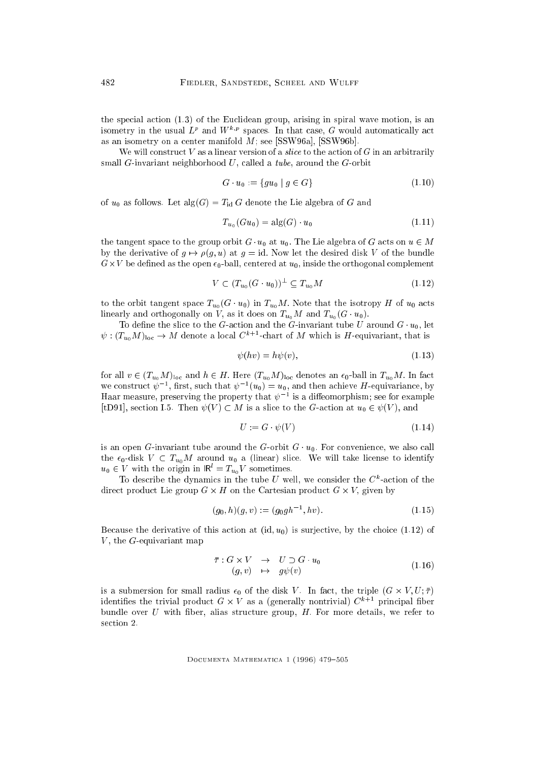the special action (1.3) of the Euclidean group, arising in spiral wave motion, is an isometry in the usual $L^p$ and $W^{k,p}$ spaces. In that case, $G$ would automatically act as an isometry on a center manifold $M$; see [SSW96a], [SSW96b].

We will construct $V$ as a linear version of a *slice* to the action of $G$ in an arbitrarily small $G$-invariant neighborhood $U$, called a *tube*, around the $G$-orbit

$$G \cdot u_0 := \{gu_0 \mid g \in G\} \tag{1.10}$$

of $u_0$ as follows. Let $\mathrm{alg}(G) = T_{\mathrm{id}}\, G$ denote the Lie algebra of $G$ and

$$T_{u_0}(Gu_0) = \mathrm{alg}(G) \cdot u_0 \tag{1.11}$$

the tangent space to the group orbit $G \cdot u_0$ at $u_0$. The Lie algebra of $G$ acts on $u \in M$ by the derivative of $g \mapsto \rho(g, u)$ at $g = \mathrm{id}$. Now let the desired disk $V$ of the bundle $G \times V$ be defined as the open $\epsilon_0$-ball, centered at $u_0$, inside the orthogonal complement

$$V \subset (T_{u_0}(G \cdot u_0))^{\perp} \subseteq T_{u_0} M \tag{1.12}$$

to the orbit tangent space $T_{u_0}(G \cdot u_0)$ in $T_{u_0}M$. Note that the isotropy $H$ of $u_0$ acts linearly and orthogonally on $V$, as it does on $T_{u_0}M$ and $T_{u_0}(G \cdot u_0)$.

To define the slice to the $G$-action and the $G$-invariant tube $U$ around $G \cdot u_0$, let $\psi : (T_{u_0}M)_{\mathrm{loc}} \to M$ denote a local $C^{k+1}$-chart of $M$ which is $H$-equivariant, that is

$$\psi(hv) = h\psi(v), \tag{1.13}$$

for all $v \in (T_{u_0}M)_{\mathrm{loc}}$ and $h \in H$. Here $(T_{u_0}M)_{\mathrm{loc}}$ denotes an $\epsilon_0$-ball in $T_{u_0}M$. In fact we construct $\psi^{-1}$, first, such that $\psi^{-1}(u_0) = u_0$, and then achieve $H$-equivariance, by Haar measure, preserving the property that $\psi^{-1}$ is a diffeomorphism; see for example [tD91], section I.5. Then $\psi(V) \subset M$ is a slice to the $G$-action at $u_0 \in \psi(V)$, and

$$U := G \cdot \psi(V) \tag{1.14}$$

is an open $G$-invariant tube around the $G$-orbit $G \cdot u_0$. For convenience, we also call the $\epsilon_0$-disk $V \subset T_{u_0}M$ around $u_0$ a (linear) slice. We will take license to identify $u_0 \in V$ with the origin in $\mathbb{R}^l = T_{u_0}V$ sometimes.

To describe the dynamics in the tube $U$ well, we consider the $C^k$-action of the direct product Lie group $G \times H$ on the Cartesian product $G \times V$, given by

$$(g_0, h)(g, v) := (g_0 g h^{-1}, hv). \tag{1.15}$$

Because the derivative of this action at $(\mathrm{id}, u_0)$ is surjective, by the choice (1.12) of $V$, the $G$-equivariant map

$$\begin{array}{rcl} \bar{\tau} : G \times V & \to & U \supset G \cdot u_0 \\ (g, v) & \mapsto & g\psi(v) \end{array} \tag{1.16}$$

is a submersion for small radius $\epsilon_0$ of the disk $V$. In fact, the triple $(G \times V, U; \bar{\tau})$ identifies the trivial product $G \times V$ as a (generally nontrivial) $C^{k+1}$ principal fiber bundle over $U$ with fiber, alias structure group, $H$. For more details, we refer to section 2.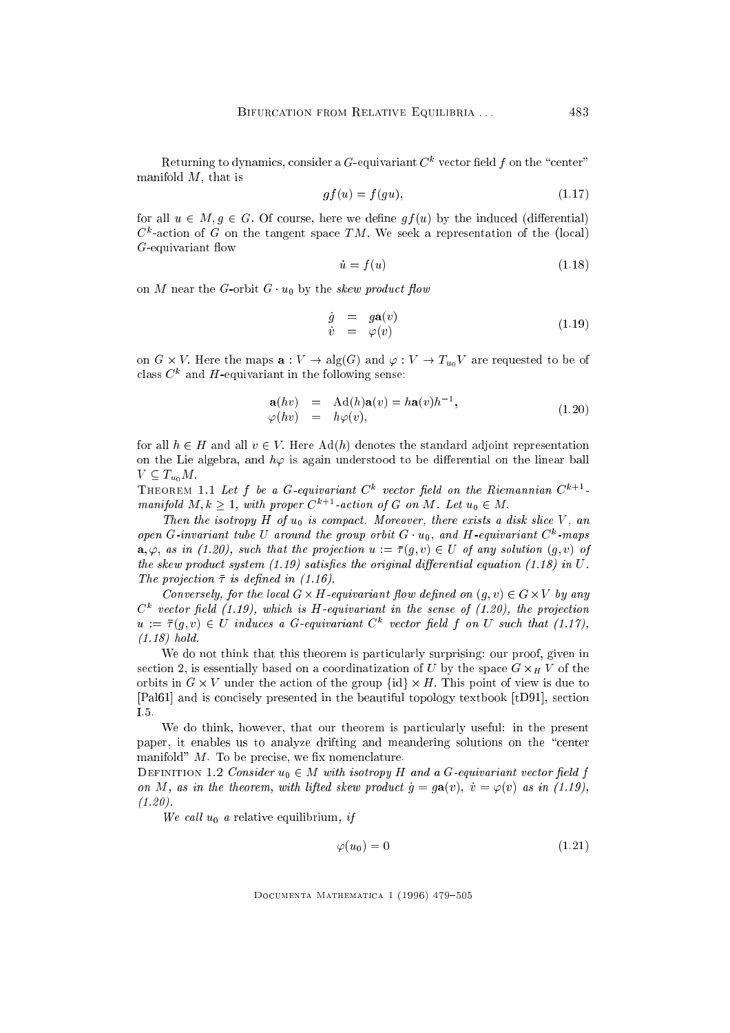Returning to dynamics, consider a $G$-equivariant $C^k$ vector field $f$ on the "center" manifold $M$, that is

$$gf(u) = f(gu), \tag{1.17}$$

for all $u \in M, g \in G$. Of course, here we define $gf(u)$ by the induced (differential) $C^k$-action of $G$ on the tangent space $TM$. We seek a representation of the (local) $G$-equivariant flow

$$\dot{u} = f(u) \tag{1.18}$$

on $M$ near the $G$-orbit $G \cdot u_0$ by the *skew product flow*

$$\begin{array}{rcl} \dot{g} &=& g\mathbf{a}(v) \\ \dot{v} &=& \varphi(v) \end{array} \tag{1.19}$$

on $G \times V$. Here the maps $\mathbf{a} : V \to \mathrm{alg}(G)$ and $\varphi : V \to T_{u_0}V$ are requested to be of class $C^k$ and $H$-equivariant in the following sense:

$$\begin{array}{rcl} \mathbf{a}(hv) &=& \mathrm{Ad}(h)\mathbf{a}(v) = h\mathbf{a}(v)h^{-1}, \\ \varphi(hv) &=& h\varphi(v), \end{array} \tag{1.20}$$

for all $h \in H$ and all $v \in V$. Here $\mathrm{Ad}(h)$ denotes the standard adjoint representation on the Lie algebra, and $h\varphi$ is again understood to be differential on the linear ball $V \subseteq T_{u_0}M$.

Theorem 1.1 *Let $f$ be a $G$-equivariant $C^k$ vector field on the Riemannian $C^{k+1}$-manifold $M, k \geq 1$, with proper $C^{k+1}$-action of $G$ on $M$. Let $u_0 \in M$.*

*Then the isotropy $H$ of $u_0$ is compact. Moreover, there exists a disk slice $V$, an open $G$-invariant tube $U$ around the group orbit $G \cdot u_0$, and $H$-equivariant $C^k$-maps $\mathbf{a}, \varphi$, as in (1.20), such that the projection $u := \bar{\tau}(g, v) \in U$ of any solution $(g, v)$ of the skew product system (1.19) satisfies the original differential equation (1.18) in $U$. The projection $\bar{\tau}$ is defined in (1.16).*

*Conversely, for the local $G \times H$-equivariant flow defined on $(g, v) \in G \times V$ by any $C^k$ vector field (1.19), which is $H$-equivariant in the sense of (1.20), the projection $u := \bar{\tau}(g, v) \in U$ induces a $G$-equivariant $C^k$ vector field $f$ on $U$ such that (1.17), (1.18) hold.*

We do not think that this theorem is particularly surprising: our proof, given in section 2, is essentially based on a coordinatization of $U$ by the space $G \times_H V$ of the orbits in $G \times V$ under the action of the group $\{\mathrm{id}\} \times H$. This point of view is due to [Pal61] and is concisely presented in the beautiful topology textbook [tD91], section I.5.

We do think, however, that our theorem is particularly useful: in the present paper, it enables us to analyze drifting and meandering solutions on the "center manifold" $M$. To be precise, we fix nomenclature.

Definition 1.2 *Consider $u_0 \in M$ with isotropy $H$ and a $G$-equivariant vector field $f$ on $M$, as in the theorem, with lifted skew product $\dot{g} = g\mathbf{a}(v)$, $\dot{v} = \varphi(v)$ as in (1.19), (1.20).*

*We call $u_0$ a* relative equilibrium, *if*

$$\varphi(u_0) = 0 \tag{1.21}$$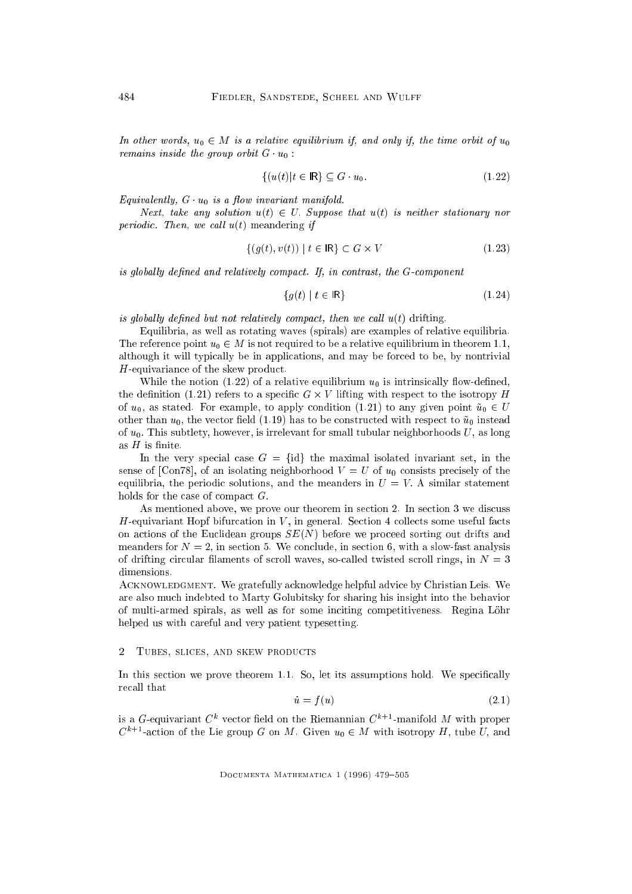*In other words, $u_0 \in M$ is a relative equilibrium if, and only if, the time orbit of $u_0$ remains inside the group orbit $G \cdot u_0$ :*

$$\{(u(t) | t \in \mathbb{R}\} \subseteq G \cdot u_0 . \tag{1.22}$$

*Equivalently, $G \cdot u_0$ is a flow invariant manifold.*

*Next, take any solution $u(t) \in U$. Suppose that $u(t)$ is neither stationary nor periodic. Then, we call $u(t)$* meandering *if*

$$\{(g(t), v(t)) \mid t \in \mathbb{R}\} \subset G \times V \tag{1.23}$$

*is globally defined and relatively compact. If, in contrast, the $G$-component*

$$\{g(t) \mid t \in \mathbb{R}\} \tag{1.24}$$

*is globally defined but not relatively compact, then we call $u(t)$* drifting.

Equilibria, as well as rotating waves (spirals) are examples of relative equilibria. The reference point $u_0 \in M$ is not required to be a relative equilibrium in theorem 1.1, although it will typically be in applications, and may be forced to be, by nontrivial $H$-equivariance of the skew product.

While the notion (1.22) of a relative equilibrium $u_0$ is intrinsically flow-defined, the definition (1.21) refers to a specific $G \times V$ lifting with respect to the isotropy $H$ of $u_0$, as stated. For example, to apply condition (1.21) to any given point $\tilde{u}_0 \in U$ other than $u_0$, the vector field (1.19) has to be constructed with respect to $\tilde{u}_0$ instead of $u_0$. This subtlety, however, is irrelevant for small tubular neighborhoods $U$, as long as $H$ is finite.

In the very special case $G = \{\mathrm{id}\}$ the maximal isolated invariant set, in the sense of [Con78], of an isolating neighborhood $V = U$ of $u_0$ consists precisely of the equilibria, the periodic solutions, and the meanders in $U = V$. A similar statement holds for the case of compact $G$.

As mentioned above, we prove our theorem in section 2. In section 3 we discuss $H$-equivariant Hopf bifurcation in $V$, in general. Section 4 collects some useful facts on actions of the Euclidean groups $SE(N)$ before we proceed sorting out drifts and meanders for $N = 2$, in section 5. We conclude, in section 6, with a slow-fast analysis of drifting circular filaments of scroll waves, so-called twisted scroll rings, in $N = 3$ dimensions.

Acknowledgment. We gratefully acknowledge helpful advice by Christian Leis. We are also much indebted to Marty Golubitsky for sharing his insight into the behavior of multi-armed spirals, as well as for some inciting competitiveness. Regina Löhr helped us with careful and very patient typesetting.

## 2 Tubes, slices, and skew products

In this section we prove theorem 1.1. So, let its assumptions hold. We specifically recall that

$$\dot{u} = f(u) \tag{2.1}$$

is a $G$-equivariant $C^k$ vector field on the Riemannian $C^{k+1}$-manifold $M$ with proper $C^{k+1}$-action of the Lie group $G$ on $M$. Given $u_0 \in M$ with isotropy $H$, tube $U$, and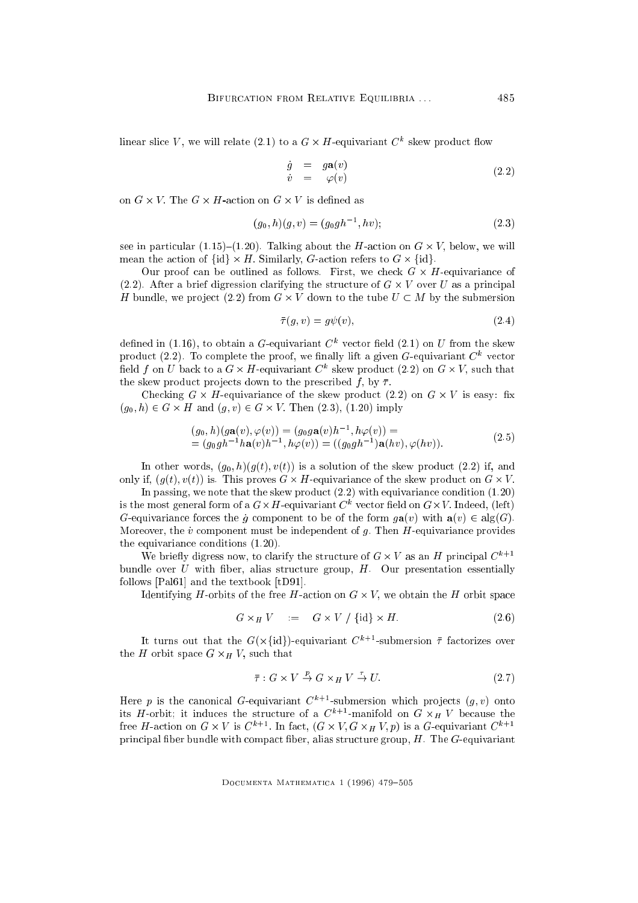linear slice $V$, we will relate (2.1) to a $G \times H$-equivariant $C^k$ skew product flow

$$\begin{aligned} \dot{g} &= g\mathbf{a}(v) \\ \dot{v} &= \varphi(v) \end{aligned} \tag{2.2}$$

on $G \times V$. The $G \times H$-action on $G \times V$ is defined as

$$(g_0, h)(g, v) = (g_0 g h^{-1}, hv); \tag{2.3}$$

see in particular (1.15)–(1.20). Talking about the $H$-action on $G \times V$, below, we will mean the action of $\{\mathrm{id}\} \times H$. Similarly, $G$-action refers to $G \times \{\mathrm{id}\}$.

Our proof can be outlined as follows. First, we check $G \times H$-equivariance of (2.2). After a brief digression clarifying the structure of $G \times V$ over $U$ as a principal $H$ bundle, we project (2.2) from $G \times V$ down to the tube $U \subset M$ by the submersion

$$\bar{\tau}(g, v) = g\psi(v), \tag{2.4}$$

defined in (1.16), to obtain a $G$-equivariant $C^k$ vector field (2.1) on $U$ from the skew product (2.2). To complete the proof, we finally lift a given $G$-equivariant $C^k$ vector field $f$ on $U$ back to a $G \times H$-equivariant $C^k$ skew product (2.2) on $G \times V$, such that the skew product projects down to the prescribed $f$, by $\bar{\tau}$.

Checking $G \times H$-equivariance of the skew product (2.2) on $G \times V$ is easy: fix $(g_0, h) \in G \times H$ and $(g, v) \in G \times V$. Then (2.3), (1.20) imply

$$\begin{aligned} &(g_0, h)(g\mathbf{a}(v), \varphi(v)) = (g_0 g\mathbf{a}(v)h^{-1}, h\varphi(v)) = \\ &= (g_0 g h^{-1} h\mathbf{a}(v)h^{-1}, h\varphi(v)) = ((g_0 g h^{-1})\mathbf{a}(hv), \varphi(hv)). \end{aligned} \tag{2.5}$$

In other words, $(g_0, h)(g(t), v(t))$ is a solution of the skew product (2.2) if, and only if, $(g(t), v(t))$ is. This proves $G \times H$-equivariance of the skew product on $G \times V$.

In passing, we note that the skew product (2.2) with equivariance condition (1.20) is the most general form of a $G \times H$-equivariant $C^k$ vector field on $G \times V$. Indeed, (left) $G$-equivariance forces the $\dot{g}$ component to be of the form $g\mathbf{a}(v)$ with $\mathbf{a}(v) \in \mathrm{alg}(G)$. Moreover, the $\dot{v}$ component must be independent of $g$. Then $H$-equivariance provides the equivariance conditions (1.20).

We briefly digress now, to clarify the structure of $G \times V$ as an $H$ principal $C^{k+1}$ bundle over $U$ with fiber, alias structure group, $H$. Our presentation essentially follows [Pal61] and the textbook [tD91].

Identifying $H$-orbits of the free $H$-action on $G \times V$, we obtain the $H$ orbit space

$$G \times_H V \quad := \quad G \times V \; / \; \{\mathrm{id}\} \times H. \tag{2.6}$$

It turns out that the $G(\times\{\mathrm{id}\})$-equivariant $C^{k+1}$-submersion $\bar{\tau}$ factorizes over the $H$ orbit space $G \times_H V$, such that

$$\bar{\tau} : G \times V \xrightarrow{p} G \times_H V \xrightarrow{\tau} U. \tag{2.7}$$

Here $p$ is the canonical $G$-equivariant $C^{k+1}$-submersion which projects $(g, v)$ onto its $H$-orbit; it induces the structure of a $C^{k+1}$-manifold on $G \times_H V$ because the free $H$-action on $G \times V$ is $C^{k+1}$. In fact, $(G \times V, G \times_H V, p)$ is a $G$-equivariant $C^{k+1}$ principal fiber bundle with compact fiber, alias structure group, $H$. The $G$-equivariant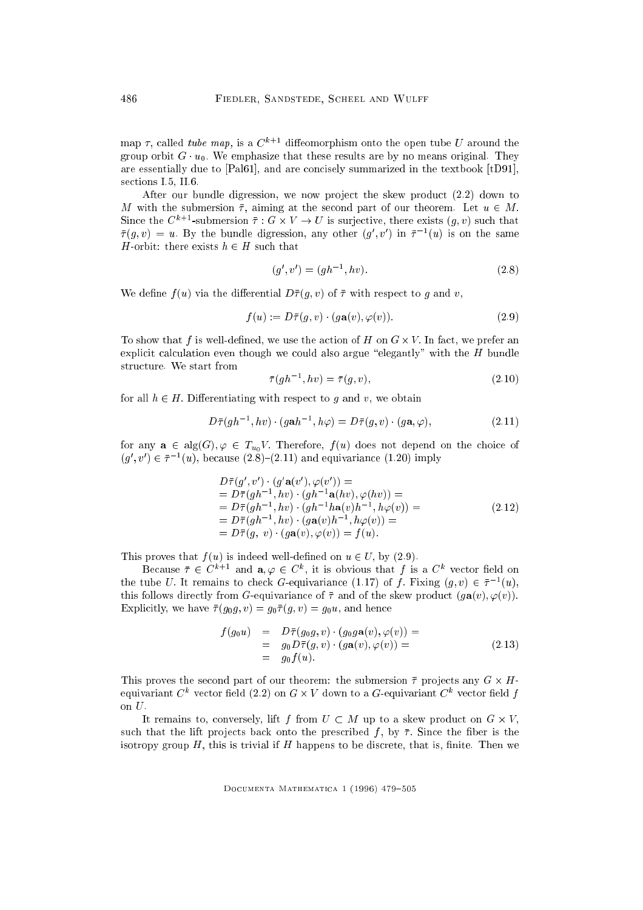map $\tau$, called *tube map*, is a $C^{k+1}$ diffeomorphism onto the open tube $U$ around the group orbit $G \cdot u_0$. We emphasize that these results are by no means original. They are essentially due to [Pal61], and are concisely summarized in the textbook [tD91], sections I.5, II.6.

After our bundle digression, we now project the skew product (2.2) down to $M$ with the submersion $\bar{\tau}$, aiming at the second part of our theorem. Let $u \in M$. Since the $C^{k+1}$-submersion $\bar{\tau} : G \times V \to U$ is surjective, there exists $(g, v)$ such that $\bar{\tau}(g, v) = u$. By the bundle digression, any other $(g', v')$ in $\bar{\tau}^{-1}(u)$ is on the same $H$-orbit: there exists $h \in H$ such that

$$(g', v') = (gh^{-1}, hv). \tag{2.8}$$

We define $f(u)$ via the differential $D\bar{\tau}(g, v)$ of $\bar{\tau}$ with respect to $g$ and $v$,

$$f(u) := D\bar{\tau}(g, v) \cdot (g\mathbf{a}(v), \varphi(v)). \tag{2.9}$$

To show that $f$ is well-defined, we use the action of $H$ on $G \times V$. In fact, we prefer an explicit calculation even though we could also argue "elegantly" with the $H$ bundle structure. We start from

$$\bar{\tau}(gh^{-1}, hv) = \bar{\tau}(g, v), \tag{2.10}$$

for all $h \in H$. Differentiating with respect to $g$ and $v$, we obtain

$$D\bar{\tau}(gh^{-1}, hv) \cdot (g\mathbf{a}h^{-1}, h\varphi) = D\bar{\tau}(g, v) \cdot (g\mathbf{a}, \varphi), \tag{2.11}$$

for any $\mathbf{a} \in \mathrm{alg}(G), \varphi \in T_{u_0}V$. Therefore, $f(u)$ does not depend on the choice of $(g', v') \in \bar{\tau}^{-1}(u)$, because (2.8)–(2.11) and equivariance (1.20) imply

$$\begin{aligned} & D\bar{\tau}(g', v') \cdot (g'\mathbf{a}(v'), \varphi(v')) = \\ & = D\bar{\tau}(gh^{-1}, hv) \cdot (gh^{-1}\mathbf{a}(hv), \varphi(hv)) = \\ & = D\bar{\tau}(gh^{-1}, hv) \cdot (gh^{-1}h\mathbf{a}(v)h^{-1}, h\varphi(v)) = \\ & = D\bar{\tau}(gh^{-1}, hv) \cdot (g\mathbf{a}(v)h^{-1}, h\varphi(v)) = \\ & = D\bar{\tau}(g, v) \cdot (g\mathbf{a}(v), \varphi(v)) = f(u). \end{aligned} \tag{2.12}$$

This proves that $f(u)$ is indeed well-defined on $u \in U$, by (2.9).

Because $\bar{\tau} \in C^{k+1}$ and $\mathbf{a}, \varphi \in C^k$, it is obvious that $f$ is a $C^k$ vector field on the tube $U$. It remains to check $G$-equivariance (1.17) of $f$. Fixing $(g, v) \in \bar{\tau}^{-1}(u)$, this follows directly from $G$-equivariance of $\bar{\tau}$ and of the skew product $(g\mathbf{a}(v), \varphi(v))$. Explicitly, we have $\bar{\tau}(g_0 g, v) = g_0\bar{\tau}(g, v) = g_0 u$, and hence

$$\begin{aligned} f(g_0 u) &= D\bar{\tau}(g_0 g, v) \cdot (g_0 g\mathbf{a}(v), \varphi(v)) = \\ &= g_0 D\bar{\tau}(g, v) \cdot (g\mathbf{a}(v), \varphi(v)) = \\ &= g_0 f(u). \end{aligned} \tag{2.13}$$

This proves the second part of our theorem: the submersion $\bar{\tau}$ projects any $G \times H$-equivariant $C^k$ vector field (2.2) on $G \times V$ down to a $G$-equivariant $C^k$ vector field $f$ on $U$.

It remains to, conversely, lift $f$ from $U \subset M$ up to a skew product on $G \times V$, such that the lift projects back onto the prescribed $f$, by $\bar{\tau}$. Since the fiber is the isotropy group $H$, this is trivial if $H$ happens to be discrete, that is, finite. Then we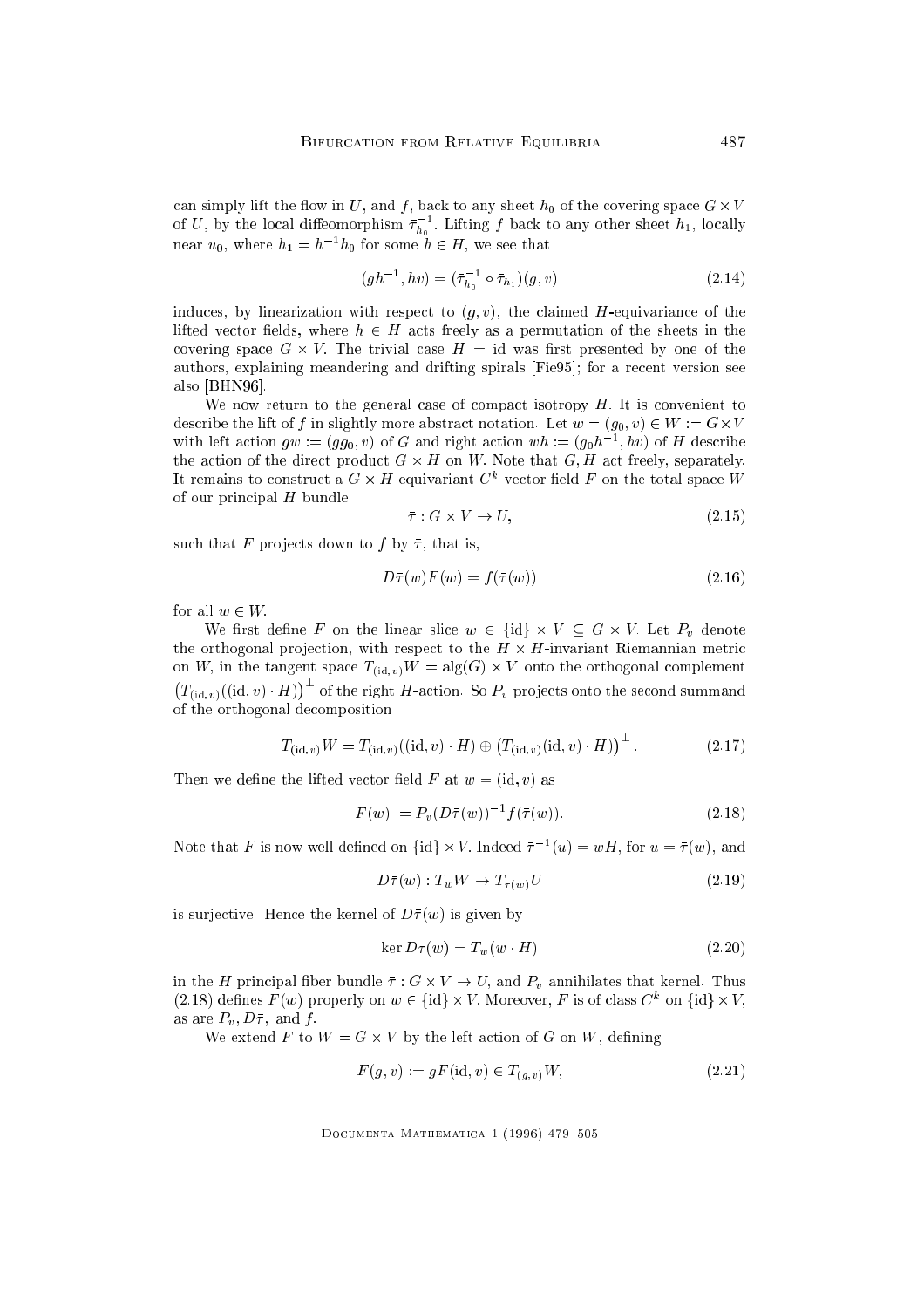can simply lift the flow in $U$, and $f$, back to any sheet $h_0$ of the covering space $G \times V$ of $U$, by the local diffeomorphism $\bar{\tau}_{h_0}^{-1}$. Lifting $f$ back to any other sheet $h_1$, locally near $u_0$, where $h_1 = h^{-1} h_0$ for some $h \in H$, we see that

$$(gh^{-1}, hv) = (\bar{\tau}_{h_0}^{-1} \circ \bar{\tau}_{h_1})(g, v) \tag{2.14}$$

induces, by linearization with respect to $(g, v)$, the claimed $H$-equivariance of the lifted vector fields, where $h \in H$ acts freely as a permutation of the sheets in the covering space $G \times V$. The trivial case $H = \mathrm{id}$ was first presented by one of the authors, explaining meandering and drifting spirals [Fie95]; for a recent version see also [BHN96].

We now return to the general case of compact isotropy $H$. It is convenient to describe the lift of $f$ in slightly more abstract notation. Let $w = (g_0, v) \in W := G \times V$ with left action $gw := (gg_0, v)$ of $G$ and right action $wh := (g_0 h^{-1}, hv)$ of $H$ describe the action of the direct product $G \times H$ on $W$. Note that $G, H$ act freely, separately. It remains to construct a $G \times H$-equivariant $C^k$ vector field $F$ on the total space $W$ of our principal $H$ bundle

$$\bar{\tau} : G \times V \to U, \tag{2.15}$$

such that $F$ projects down to $f$ by $\bar{\tau}$, that is,

$$D\bar{\tau}(w) F(w) = f(\bar{\tau}(w)) \tag{2.16}$$

for all $w \in W$.

We first define $F$ on the linear slice $w \in \{\mathrm{id}\} \times V \subseteq G \times V$. Let $P_v$ denote the orthogonal projection, with respect to the $H \times H$-invariant Riemannian metric on $W$, in the tangent space $T_{(\mathrm{id},v)} W = \mathrm{alg}(G) \times V$ onto the orthogonal complement $\left(T_{(\mathrm{id},v)}((\mathrm{id}, v) \cdot H)\right)^{\perp}$ of the right $H$-action. So $P_v$ projects onto the second summand of the orthogonal decomposition

$$T_{(\mathrm{id},v)} W = T_{(\mathrm{id},v)}((\mathrm{id}, v) \cdot H) \oplus \left(T_{(\mathrm{id},v)}(\mathrm{id}, v) \cdot H)\right)^{\perp}. \tag{2.17}$$

Then we define the lifted vector field $F$ at $w = (\mathrm{id}, v)$ as

$$F(w) := P_v (D\bar{\tau}(w))^{-1} f(\bar{\tau}(w)). \tag{2.18}$$

Note that $F$ is now well defined on $\{\mathrm{id}\} \times V$. Indeed $\bar{\tau}^{-1}(u) = wH$, for $u = \bar{\tau}(w)$, and

$$D\bar{\tau}(w) : T_w W \to T_{\bar{\tau}(w)} U \tag{2.19}$$

is surjective. Hence the kernel of $D\bar{\tau}(w)$ is given by

$$\ker D\bar{\tau}(w) = T_w(w \cdot H) \tag{2.20}$$

in the $H$ principal fiber bundle $\bar{\tau} : G \times V \to U$, and $P_v$ annihilates that kernel. Thus (2.18) defines $F(w)$ properly on $w \in \{\mathrm{id}\} \times V$. Moreover, $F$ is of class $C^k$ on $\{\mathrm{id}\} \times V$, as are $P_v$, $D\bar{\tau}$, and $f$.

We extend $F$ to $W = G \times V$ by the left action of $G$ on $W$, defining

$$F(g, v) := gF(\mathrm{id}, v) \in T_{(g,v)} W, \tag{2.21}$$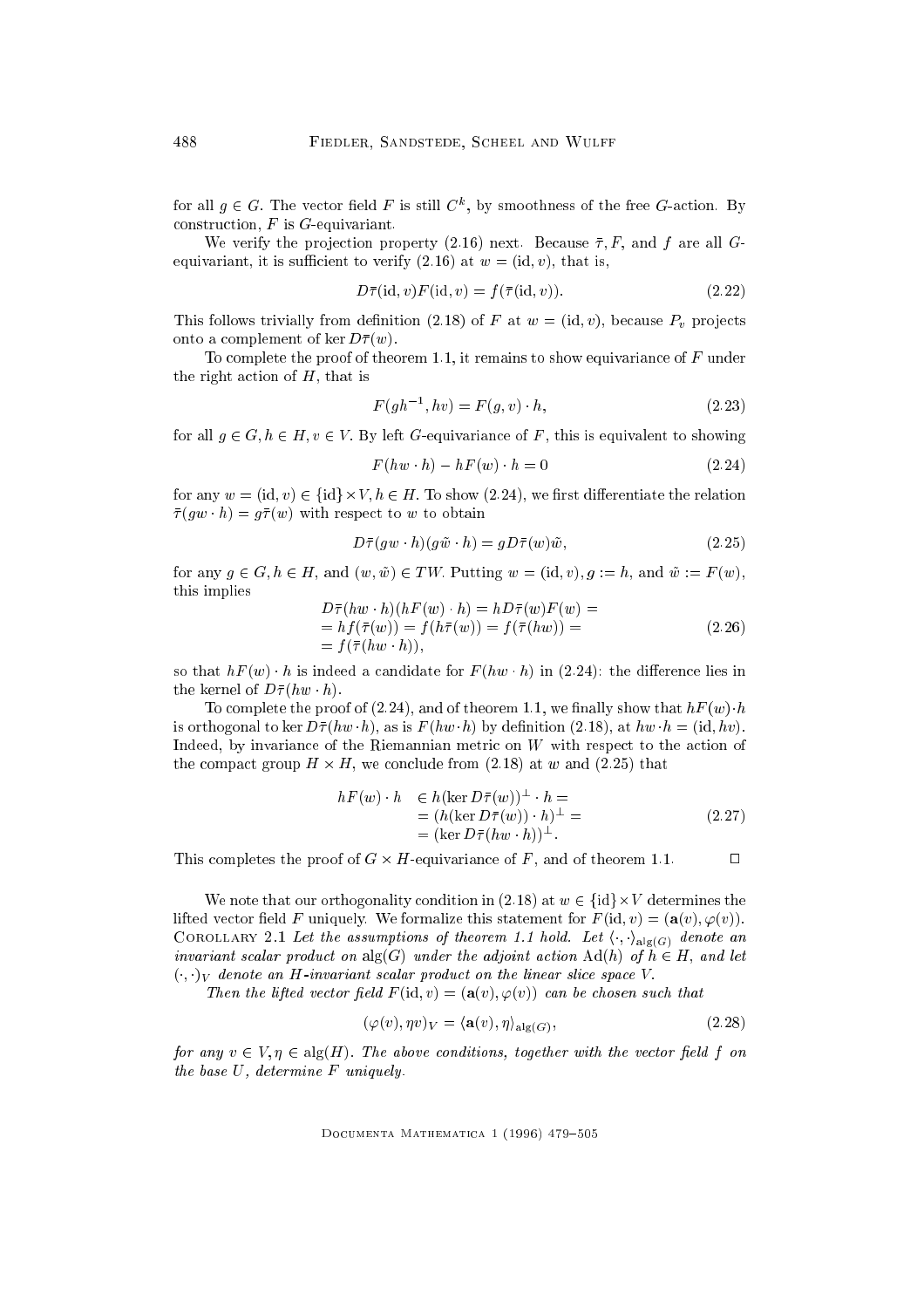for all $g \in G$. The vector field $F$ is still $C^k$, by smoothness of the free $G$-action. By construction, $F$ is $G$-equivariant.

We verify the projection property (2.16) next. Because $\bar{\tau}, F$, and $f$ are all $G$-equivariant, it is sufficient to verify (2.16) at $w = (\mathrm{id}, v)$, that is,

$$D\bar{\tau}(\mathrm{id}, v)F(\mathrm{id}, v) = f(\bar{\tau}(\mathrm{id}, v)). \tag{2.22}$$

This follows trivially from definition (2.18) of $F$ at $w = (\mathrm{id}, v)$, because $P_v$ projects onto a complement of $\ker D\bar{\tau}(w)$.

To complete the proof of theorem 1.1, it remains to show equivariance of $F$ under the right action of $H$, that is

$$F(gh^{-1}, hv) = F(g, v) \cdot h, \tag{2.23}$$

for all $g \in G, h \in H, v \in V$. By left $G$-equivariance of $F$, this is equivalent to showing

$$F(hw \cdot h) - hF(w) \cdot h = 0 \tag{2.24}$$

for any $w = (\mathrm{id}, v) \in \{\mathrm{id}\} \times V, h \in H$. To show (2.24), we first differentiate the relation $\bar{\tau}(gw \cdot h) = g\bar{\tau}(w)$ with respect to $w$ to obtain

$$D\bar{\tau}(gw \cdot h)(g\tilde{w} \cdot h) = gD\bar{\tau}(w)\tilde{w}, \tag{2.25}$$

for any $g \in G, h \in H$, and $(w, \tilde{w}) \in TW$. Putting $w = (\mathrm{id}, v), g := h$, and $\tilde{w} := F(w)$, this implies

$$\begin{aligned} &D\bar{\tau}(hw \cdot h)(hF(w) \cdot h) = hD\bar{\tau}(w)F(w) = \\ &= hf(\bar{\tau}(w)) = f(h\bar{\tau}(w)) = f(\bar{\tau}(hw)) = \\ &= f(\bar{\tau}(hw \cdot h)), \end{aligned} \tag{2.26}$$

so that $hF(w) \cdot h$ is indeed a candidate for $F(hw \cdot h)$ in (2.24): the difference lies in the kernel of $D\bar{\tau}(hw \cdot h)$.

To complete the proof of (2.24), and of theorem 1.1, we finally show that $hF(w) \cdot h$ is orthogonal to $\ker D\bar{\tau}(hw \cdot h)$, as is $F(hw \cdot h)$ by definition (2.18), at $hw \cdot h = (\mathrm{id}, hv)$. Indeed, by invariance of the Riemannian metric on $W$ with respect to the action of the compact group $H \times H$, we conclude from (2.18) at $w$ and (2.25) that

$$\begin{aligned} hF(w) \cdot h \quad &\in h(\ker D\bar{\tau}(w))^{\perp} \cdot h = \\ &= (h(\ker D\bar{\tau}(w)) \cdot h)^{\perp} = \\ &= (\ker D\bar{\tau}(hw \cdot h))^{\perp}. \end{aligned} \tag{2.27}$$

This completes the proof of $G \times H$-equivariance of $F$, and of theorem 1.1. $\square$

We note that our orthogonality condition in (2.18) at $w \in \{\mathrm{id}\} \times V$ determines the lifted vector field $F$ uniquely. We formalize this statement for $F(\mathrm{id}, v) = (\mathbf{a}(v), \varphi(v))$.

Corollary 2.1 *Let the assumptions of theorem 1.1 hold. Let $\langle \cdot, \cdot \rangle_{\mathrm{alg}(G)}$ denote an invariant scalar product on $\mathrm{alg}(G)$ under the adjoint action $\mathrm{Ad}(h)$ of $h \in H$, and let $(\cdot, \cdot)_V$ denote an $H$-invariant scalar product on the linear slice space $V$.*

*Then the lifted vector field $F(\mathrm{id}, v) = (\mathbf{a}(v), \varphi(v))$ can be chosen such that*

$$(\varphi(v), \eta v)_V = \langle \mathbf{a}(v), \eta \rangle_{\mathrm{alg}(G)}, \tag{2.28}$$

*for any $v \in V, \eta \in \mathrm{alg}(H)$. The above conditions, together with the vector field $f$ on the base $U$, determine $F$ uniquely.*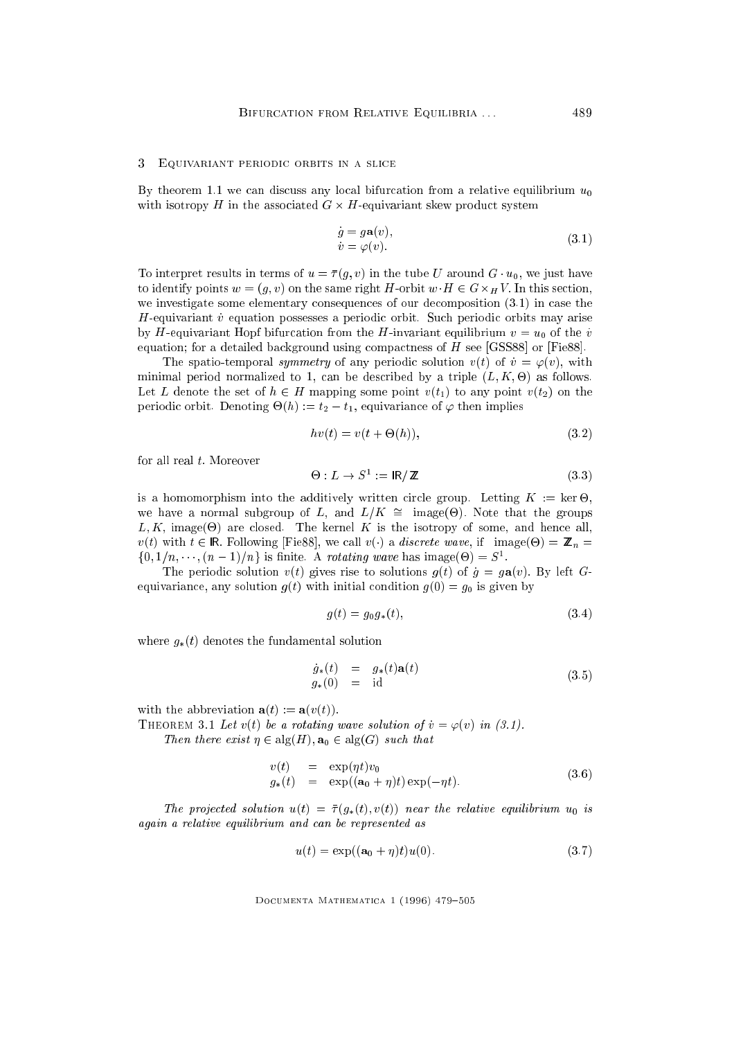## 3 Equivariant periodic orbits in a slice

By theorem 1.1 we can discuss any local bifurcation from a relative equilibrium $u_0$ with isotropy $H$ in the associated $G \times H$-equivariant skew product system

$$
\begin{aligned}
\dot{g} &= g\mathbf{a}(v), \\
\dot{v} &= \varphi(v).
\end{aligned}
\tag{3.1}
$$

To interpret results in terms of $u = \bar{\tau}(g, v)$ in the tube $U$ around $G \cdot u_0$, we just have to identify points $w = (g, v)$ on the same right $H$-orbit $w \cdot H \in G \times_H V$. In this section, we investigate some elementary consequences of our decomposition (3.1) in case the $H$-equivariant $\dot{v}$ equation possesses a periodic orbit. Such periodic orbits may arise by $H$-equivariant Hopf bifurcation from the $H$-invariant equilibrium $v = u_0$ of the $\dot{v}$ equation; for a detailed background using compactness of $H$ see [GSS88] or [Fie88].

The spatio-temporal *symmetry* of any periodic solution $v(t)$ of $\dot{v} = \varphi(v)$, with minimal period normalized to 1, can be described by a triple $(L, K, \Theta)$ as follows. Let $L$ denote the set of $h \in H$ mapping some point $v(t_1)$ to any point $v(t_2)$ on the periodic orbit. Denoting $\Theta(h) := t_2 - t_1$, equivariance of $\varphi$ then implies

$$
hv(t) = v(t + \Theta(h)),
\tag{3.2}
$$

for all real $t$. Moreover

$$
\Theta : L \to S^1 := \mathbb{R}/\mathbb{Z}
\tag{3.3}
$$

is a homomorphism into the additively written circle group. Letting $K := \ker \Theta$, we have a normal subgroup of $L$, and $L/K \cong \operatorname{image}(\Theta)$. Note that the groups $L, K, \operatorname{image}(\Theta)$ are closed. The kernel $K$ is the isotropy of some, and hence all, $v(t)$ with $t \in \mathbb{R}$. Following [Fie88], we call $v(\cdot)$ a *discrete wave*, if $\operatorname{image}(\Theta) = \mathbb{Z}_n = \{0, 1/n, \cdots, (n-1)/n\}$ is finite. A *rotating wave* has $\operatorname{image}(\Theta) = S^1$.

The periodic solution $v(t)$ gives rise to solutions $g(t)$ of $\dot{g} = g\mathbf{a}(v)$. By left $G$-equivariance, any solution $g(t)$ with initial condition $g(0) = g_0$ is given by

$$
g(t) = g_0 g_*(t),
\tag{3.4}
$$

where $g_*(t)$ denotes the fundamental solution

$$
\begin{aligned}
\dot{g}_*(t) &= g_*(t)\mathbf{a}(t) \\
g_*(0) &= \mathrm{id}
\end{aligned}
\tag{3.5}
$$

with the abbreviation $\mathbf{a}(t) := \mathbf{a}(v(t))$.

Theorem 3.1 *Let $v(t)$ be a rotating wave solution of $\dot{v} = \varphi(v)$ in (3.1).*

*Then there exist $\eta \in \operatorname{alg}(H), \mathbf{a}_0 \in \operatorname{alg}(G)$ such that*

$$
\begin{aligned}
v(t) &= \exp(\eta t) v_0 \\
g_*(t) &= \exp((\mathbf{a}_0 + \eta)t) \exp(-\eta t).
\end{aligned}
\tag{3.6}
$$

*The projected solution $u(t) = \bar{\tau}(g_*(t), v(t))$ near the relative equilibrium $u_0$ is again a relative equilibrium and can be represented as*

$$
u(t) = \exp((\mathbf{a}_0 + \eta)t) u(0).
\tag{3.7}
$$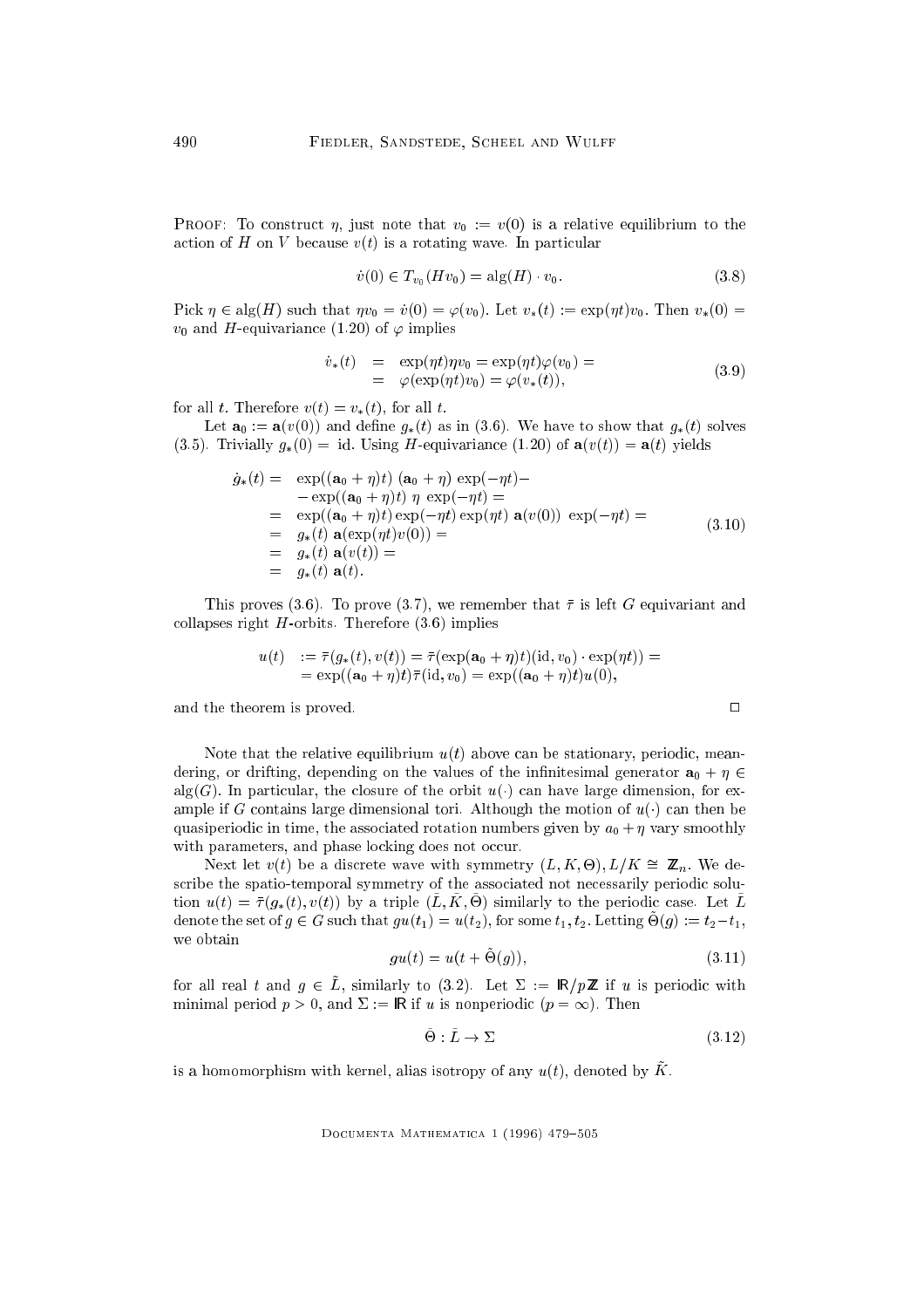Proof: To construct $\eta$, just note that $v_0 := v(0)$ is a relative equilibrium to the action of $H$ on $V$ because $v(t)$ is a rotating wave. In particular

$$\dot{v}(0) \in T_{v_0}(Hv_0) = \text{alg}(H) \cdot v_0. \tag{3.8}$$

Pick $\eta \in \text{alg}(H)$ such that $\eta v_0 = \dot{v}(0) = \varphi(v_0)$. Let $v_*(t) := \exp(\eta t) v_0$. Then $v_*(0) = v_0$ and $H$-equivariance (1.20) of $\varphi$ implies

$$\begin{aligned} \dot{v}_*(t) &= \exp(\eta t)\eta v_0 = \exp(\eta t)\varphi(v_0) = \\ &= \varphi(\exp(\eta t) v_0) = \varphi(v_*(t)), \end{aligned} \tag{3.9}$$

for all $t$. Therefore $v(t) = v_*(t)$, for all $t$.

Let $\mathbf{a}_0 := \mathbf{a}(v(0))$ and define $g_*(t)$ as in (3.6). We have to show that $g_*(t)$ solves (3.5). Trivially $g_*(0) = \text{ id}$. Using $H$-equivariance (1.20) of $\mathbf{a}(v(t)) = \mathbf{a}(t)$ yields

$$\begin{aligned} \dot{g}_*(t) = &\ \exp((\mathbf{a}_0 + \eta)t)\ (\mathbf{a}_0 + \eta)\ \exp(-\eta t) - \\ &- \exp((\mathbf{a}_0 + \eta)t)\ \eta\ \exp(-\eta t) = \\ = &\ \exp((\mathbf{a}_0 + \eta)t) \exp(-\eta t) \exp(\eta t)\ \mathbf{a}(v(0))\ \exp(-\eta t) = \\ = &\ g_*(t)\ \mathbf{a}(\exp(\eta t) v(0)) = \\ = &\ g_*(t)\ \mathbf{a}(v(t)) = \\ = &\ g_*(t)\ \mathbf{a}(t). \end{aligned} \tag{3.10}$$

This proves (3.6). To prove (3.7), we remember that $\bar{\tau}$ is left $G$ equivariant and collapses right $H$-orbits. Therefore (3.6) implies

$$\begin{aligned} u(t) &:= \bar{\tau}(g_*(t), v(t)) = \bar{\tau}(\exp(\mathbf{a}_0 + \eta)t)(\text{id}, v_0) \cdot \exp(\eta t)) = \\ &= \exp((\mathbf{a}_0 + \eta)t)\bar{\tau}(\text{id}, v_0) = \exp((\mathbf{a}_0 + \eta)t)u(0), \end{aligned}$$

and the theorem is proved. $\square$

Note that the relative equilibrium $u(t)$ above can be stationary, periodic, meandering, or drifting, depending on the values of the infinitesimal generator $\mathbf{a}_0 + \eta \in \text{alg}(G)$. In particular, the closure of the orbit $u(\cdot)$ can have large dimension, for example if $G$ contains large dimensional tori. Although the motion of $u(\cdot)$ can then be quasiperiodic in time, the associated rotation numbers given by $a_0 + \eta$ vary smoothly with parameters, and phase locking does not occur.

Next let $v(t)$ be a discrete wave with symmetry $(L, K, \Theta)$, $L/K \cong \mathbb{Z}_n$. We describe the spatio-temporal symmetry of the associated not necessarily periodic solution $u(t) = \bar{\tau}(g_*(t), v(t))$ by a triple $(\tilde{L}, \tilde{K}, \tilde{\Theta})$ similarly to the periodic case. Let $\tilde{L}$ denote the set of $g \in G$ such that $gu(t_1) = u(t_2)$, for some $t_1, t_2$. Letting $\tilde{\Theta}(g) := t_2 - t_1$, we obtain

$$gu(t) = u(t + \tilde{\Theta}(g)), \tag{3.11}$$

for all real $t$ and $g \in \tilde{L}$, similarly to (3.2). Let $\Sigma := \mathbb{R}/p\mathbb{Z}$ if $u$ is periodic with minimal period $p > 0$, and $\Sigma := \mathbb{R}$ if $u$ is nonperiodic ($p = \infty$). Then

$$\tilde{\Theta} : \tilde{L} \to \Sigma \tag{3.12}$$

is a homomorphism with kernel, alias isotropy of any $u(t)$, denoted by $\tilde{K}$.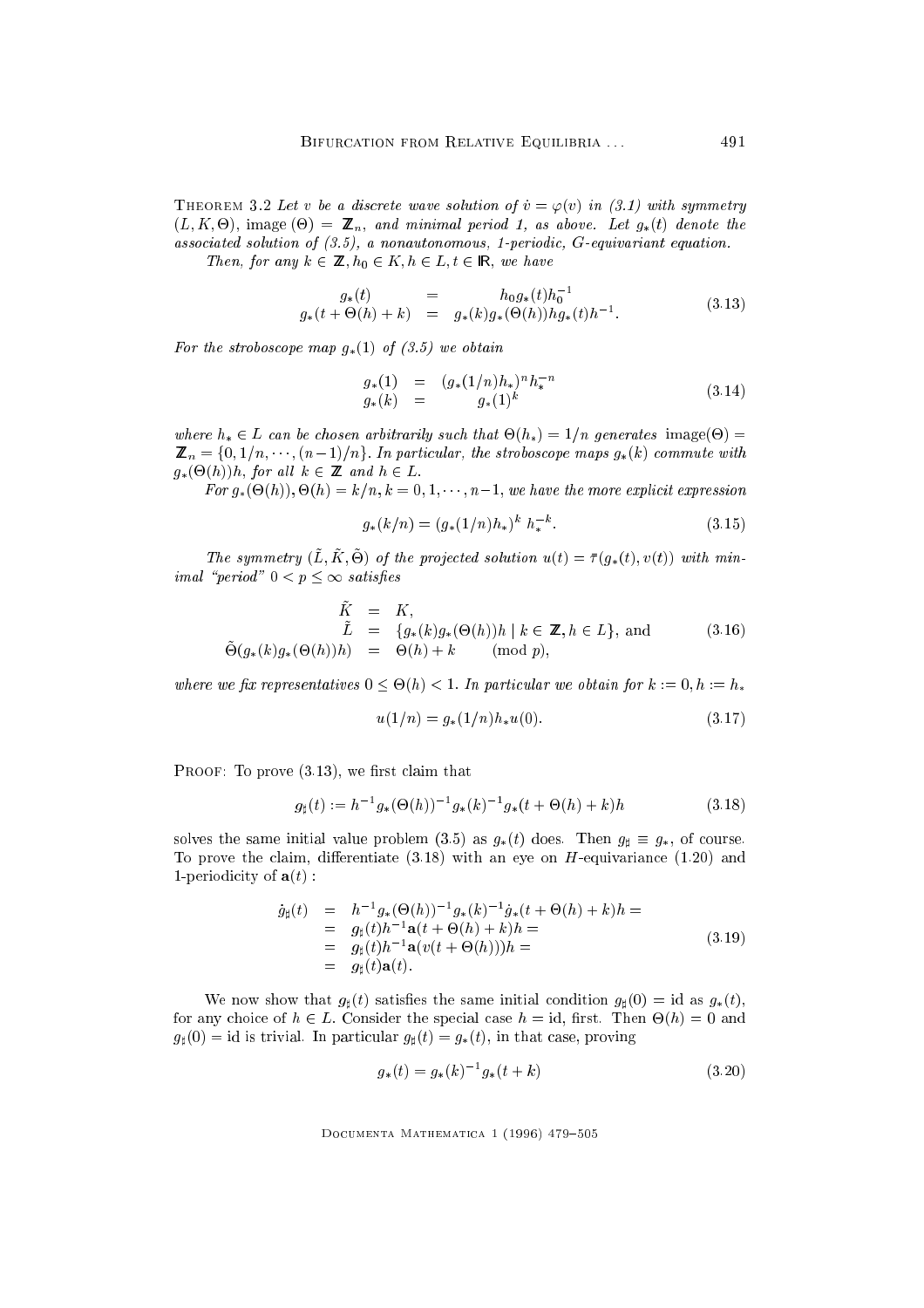**Theorem 3.2** *Let $v$ be a discrete wave solution of $\dot{v} = \varphi(v)$ in (3.1) with symmetry $(L, K, \Theta)$, image $(\Theta) = \mathbb{Z}_n$, and minimal period 1, as above. Let $g_*(t)$ denote the associated solution of (3.5), a nonautonomous, 1-periodic, $G$-equivariant equation.*

*Then, for any $k \in \mathbb{Z}, h_0 \in K, h \in L, t \in \mathbb{R}$, we have*

$$\begin{array}{rcl} g_*(t) & = & h_0 g_*(t) h_0^{-1} \\ g_*(t + \Theta(h) + k) & = & g_*(k) g_*(\Theta(h)) h g_*(t) h^{-1}. \end{array} \tag{3.13}$$

*For the stroboscope map $g_*(1)$ of (3.5) we obtain*

$$\begin{array}{rcl} g_*(1) & = & (g_*(1/n)h_*)^n h_*^{-n} \\ g_*(k) & = & g_*(1)^k \end{array} \tag{3.14}$$

*where $h_* \in L$ can be chosen arbitrarily such that $\Theta(h_*) = 1/n$ generates $\operatorname{image}(\Theta) = \mathbb{Z}_n = \{0, 1/n, \cdots, (n-1)/n\}$. In particular, the stroboscope maps $g_*(k)$ commute with $g_*(\Theta(h))h$, for all $k \in \mathbb{Z}$ and $h \in L$.*

*For $g_*(\Theta(h)), \Theta(h) = k/n, k = 0, 1, \cdots, n-1$, we have the more explicit expression*

$$g_*(k/n) = (g_*(1/n)h_*)^k \; h_*^{-k}. \tag{3.15}$$

*The symmetry $(\tilde{L}, \tilde{K}, \tilde{\Theta})$ of the projected solution $u(t) = \bar{\tau}(g_*(t), v(t))$ with minimal "period" $0 < p \leq \infty$ satisfies*

$$\begin{array}{rcl} \tilde{K} & = & K, \\ \tilde{L} & = & \{g_*(k)g_*(\Theta(h))h \mid k \in \mathbb{Z}, h \in L\}, \text{ and} \\ \tilde{\Theta}(g_*(k)g_*(\Theta(h))h) & = & \Theta(h) + k \qquad (\text{mod } p), \end{array} \tag{3.16}$$

*where we fix representatives $0 \leq \Theta(h) < 1$. In particular we obtain for $k := 0, h := h_*$*

$$u(1/n) = g_*(1/n)h_*u(0). \tag{3.17}$$

Proof: To prove (3.13), we first claim that

$$g_\sharp(t) := h^{-1}g_*(\Theta(h))^{-1}g_*(k)^{-1}g_*(t + \Theta(h) + k)h \tag{3.18}$$

solves the same initial value problem (3.5) as $g_*(t)$ does. Then $g_\sharp \equiv g_*$, of course. To prove the claim, differentiate (3.18) with an eye on $H$-equivariance (1.20) and 1-periodicity of $\mathbf{a}(t)$ :

$$\begin{array}{rcl} \dot{g}_\sharp(t) & = & h^{-1}g_*(\Theta(h))^{-1}g_*(k)^{-1}\dot{g}_*(t + \Theta(h) + k)h = \\ & = & g_\sharp(t)h^{-1}\mathbf{a}(t + \Theta(h) + k)h = \\ & = & g_\sharp(t)h^{-1}\mathbf{a}(v(t + \Theta(h)))h = \\ & = & g_\sharp(t)\mathbf{a}(t). \end{array} \tag{3.19}$$

We now show that $g_\sharp(t)$ satisfies the same initial condition $g_\sharp(0) = \text{id}$ as $g_*(t)$, for any choice of $h \in L$. Consider the special case $h = \text{id}$, first. Then $\Theta(h) = 0$ and $g_\sharp(0) = \text{id}$ is trivial. In particular $g_\sharp(t) = g_*(t)$, in that case, proving

$$g_*(t) = g_*(k)^{-1}g_*(t + k) \tag{3.20}$$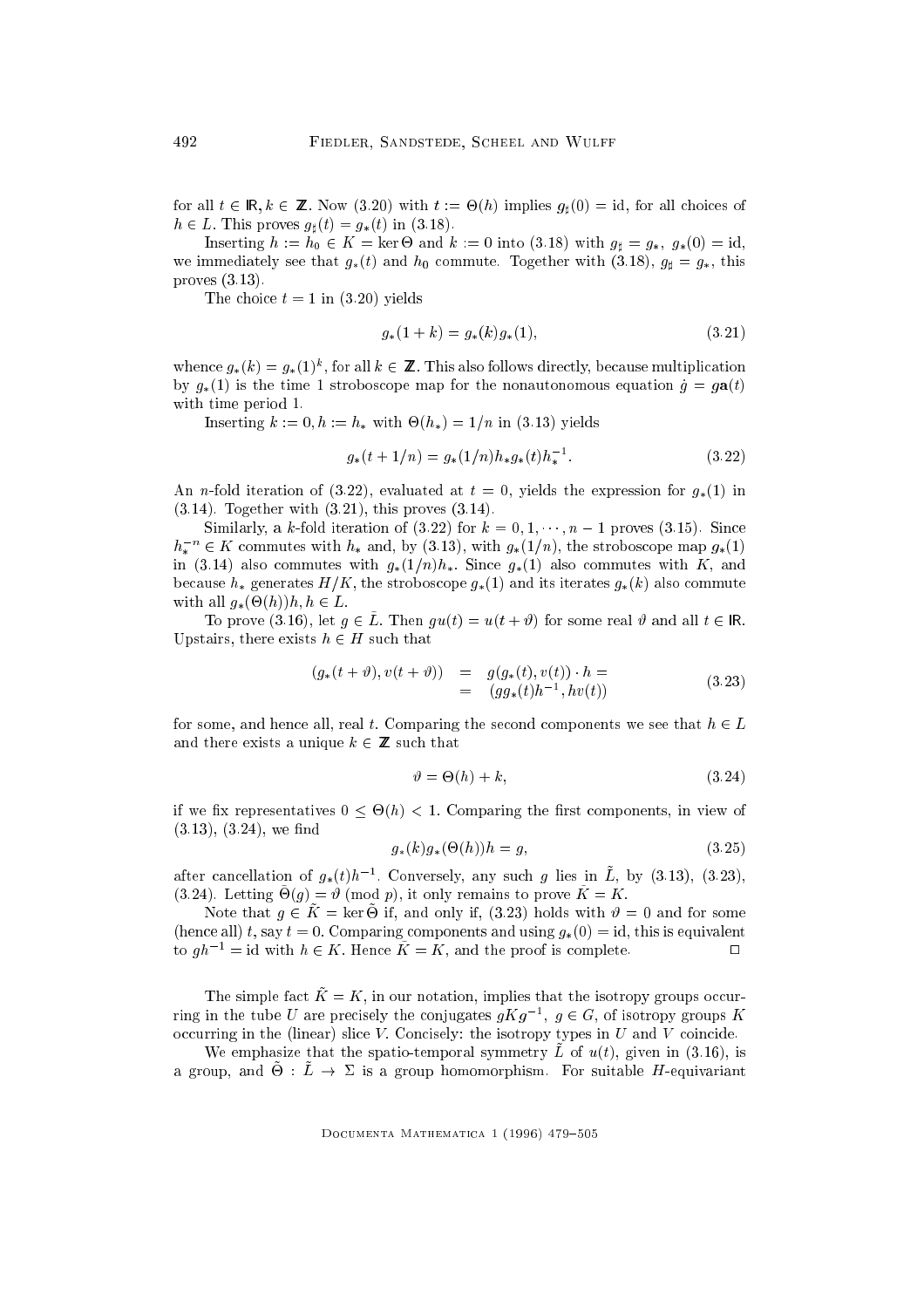for all $t \in \mathbb{R}, k \in \mathbb{Z}$. Now (3.20) with $t := \Theta(h)$ implies $g_\sharp(0) = \text{id}$, for all choices of $h \in L$. This proves $g_\sharp(t) = g_*(t)$ in (3.18).

Inserting $h := h_0 \in K = \ker \Theta$ and $k := 0$ into (3.18) with $g_\sharp = g_*$, $g_*(0) = \text{id}$, we immediately see that $g_*(t)$ and $h_0$ commute. Together with (3.18), $g_\sharp = g_*$, this proves (3.13).

The choice $t = 1$ in (3.20) yields

$$g_*(1 + k) = g_*(k) g_*(1), \tag{3.21}$$

whence $g_*(k) = g_*(1)^k$, for all $k \in \mathbb{Z}$. This also follows directly, because multiplication by $g_*(1)$ is the time 1 stroboscope map for the nonautonomous equation $\dot{g} = g\mathbf{a}(t)$ with time period 1.

Inserting $k := 0, h := h_*$ with $\Theta(h_*) = 1/n$ in (3.13) yields

$$g_*(t + 1/n) = g_*(1/n) h_* g_*(t) h_*^{-1}. \tag{3.22}$$

An $n$-fold iteration of (3.22), evaluated at $t = 0$, yields the expression for $g_*(1)$ in (3.14). Together with (3.21), this proves (3.14).

Similarly, a $k$-fold iteration of (3.22) for $k = 0, 1, \cdots, n-1$ proves (3.15). Since $h_*^{-n} \in K$ commutes with $h_*$ and, by (3.13), with $g_*(1/n)$, the stroboscope map $g_*(1)$ in (3.14) also commutes with $g_*(1/n)h_*$. Since $g_*(1)$ also commutes with $K$, and because $h_*$ generates $H/K$, the stroboscope $g_*(1)$ and its iterates $g_*(k)$ also commute with all $g_*(\Theta(h))h, h \in L$.

To prove (3.16), let $g \in \tilde{L}$. Then $gu(t) = u(t + \vartheta)$ for some real $\vartheta$ and all $t \in \mathbb{R}$. Upstairs, there exists $h \in H$ such that

$$\begin{aligned} (g_*(t + \vartheta), v(t + \vartheta)) &= g(g_*(t), v(t)) \cdot h = \\ &= (gg_*(t)h^{-1}, hv(t)) \end{aligned} \tag{3.23}$$

for some, and hence all, real $t$. Comparing the second components we see that $h \in L$ and there exists a unique $k \in \mathbb{Z}$ such that

$$\vartheta = \Theta(h) + k, \tag{3.24}$$

if we fix representatives $0 \leq \Theta(h) < 1$. Comparing the first components, in view of (3.13), (3.24), we find

$$g_*(k) g_*(\Theta(h)) h = g, \tag{3.25}$$

after cancellation of $g_*(t)h^{-1}$. Conversely, any such $g$ lies in $\tilde{L}$, by (3.13), (3.23), (3.24). Letting $\tilde{\Theta}(g) = \vartheta \pmod{p}$, it only remains to prove $\tilde{K} = K$.

Note that $g \in \tilde{K} = \ker \tilde{\Theta}$ if, and only if, (3.23) holds with $\vartheta = 0$ and for some (hence all) $t$, say $t = 0$. Comparing components and using $g_*(0) = \text{id}$, this is equivalent to $gh^{-1} = \text{id}$ with $h \in K$. Hence $\tilde{K} = K$, and the proof is complete. $\square$

The simple fact $\tilde{K} = K$, in our notation, implies that the isotropy groups occurring in the tube $U$ are precisely the conjugates $gKg^{-1}$, $g \in G$, of isotropy groups $K$ occurring in the (linear) slice $V$. Concisely: the isotropy types in $U$ and $V$ coincide.

We emphasize that the spatio-temporal symmetry $\tilde{L}$ of $u(t)$, given in (3.16), is a group, and $\tilde{\Theta} : \tilde{L} \to \Sigma$ is a group homomorphism. For suitable $H$-equivariant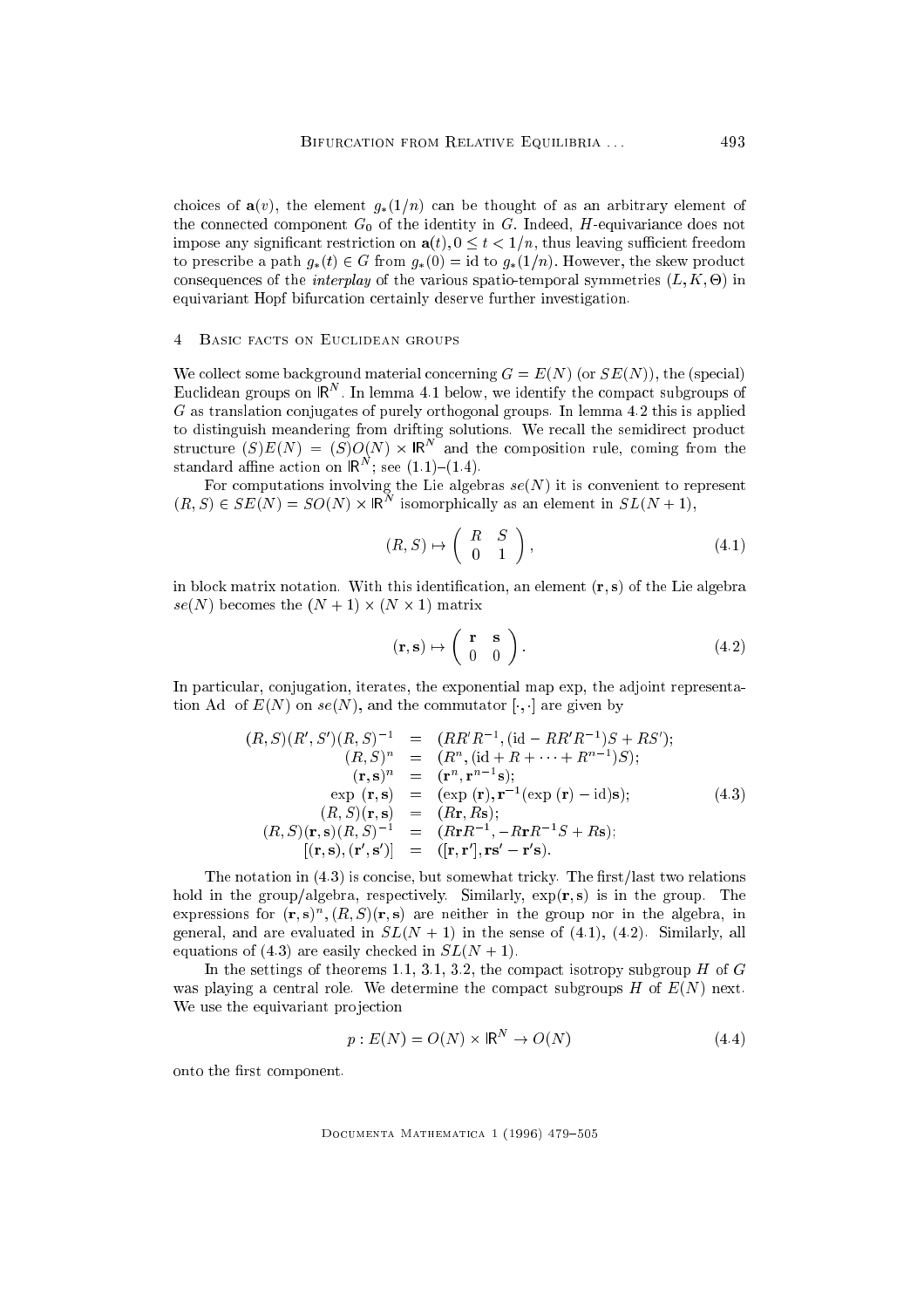choices of $\mathbf{a}(v)$, the element $g_*(1/n)$ can be thought of as an arbitrary element of the connected component $G_0$ of the identity in $G$. Indeed, $H$-equivariance does not impose any significant restriction on $\mathbf{a}(t), 0 \leq t < 1/n$, thus leaving sufficient freedom to prescribe a path $g_*(t) \in G$ from $g_*(0) = \mathrm{id}$ to $g_*(1/n)$. However, the skew product consequences of the *interplay* of the various spatio-temporal symmetries $(L, K, \Theta)$ in equivariant Hopf bifurcation certainly deserve further investigation.

## 4 Basic facts on Euclidean groups

We collect some background material concerning $G = E(N)$ (or $SE(N)$), the (special) Euclidean groups on $\mathbb{R}^N$. In lemma 4.1 below, we identify the compact subgroups of $G$ as translation conjugates of purely orthogonal groups. In lemma 4.2 this is applied to distinguish meandering from drifting solutions. We recall the semidirect product structure $(S)E(N) = (S)O(N) \times \mathbb{R}^N$ and the composition rule, coming from the standard affine action on $\mathbb{R}^N$; see (1.1)–(1.4).

For computations involving the Lie algebras $se(N)$ it is convenient to represent $(R, S) \in SE(N) = SO(N) \times \mathbb{R}^N$ isomorphically as an element in $SL(N+1)$,

$$(R, S) \mapsto \begin{pmatrix} R & S \\ 0 & 1 \end{pmatrix}, \tag{4.1}$$

in block matrix notation. With this identification, an element $(\mathbf{r}, \mathbf{s})$ of the Lie algebra $se(N)$ becomes the $(N+1) \times (N \times 1)$ matrix

$$(\mathbf{r}, \mathbf{s}) \mapsto \begin{pmatrix} \mathbf{r} & \mathbf{s} \\ 0 & 0 \end{pmatrix}. \tag{4.2}$$

In particular, conjugation, iterates, the exponential map exp, the adjoint representation Ad of $E(N)$ on $se(N)$, and the commutator $[\cdot, \cdot]$ are given by

$$\begin{aligned}
(R, S)(R', S')(R, S)^{-1} &= (RR'R^{-1}, (\mathrm{id} - RR'R^{-1})S + RS'); \\
(R, S)^n &= (R^n, (\mathrm{id} + R + \cdots + R^{n-1})S); \\
(\mathbf{r}, \mathbf{s})^n &= (\mathbf{r}^n, \mathbf{r}^{n-1}\mathbf{s}); \\
\exp\,(\mathbf{r}, \mathbf{s}) &= (\exp\,(\mathbf{r}), \mathbf{r}^{-1}(\exp\,(\mathbf{r}) - \mathrm{id})\mathbf{s}); \\
(R, S)(\mathbf{r}, \mathbf{s}) &= (R\mathbf{r}, R\mathbf{s}); \\
(R, S)(\mathbf{r}, \mathbf{s})(R, S)^{-1} &= (R\mathbf{r}R^{-1}, -R\mathbf{r}R^{-1}S + R\mathbf{s}); \\
[(\mathbf{r}, \mathbf{s}), (\mathbf{r}', \mathbf{s}')] &= ([\mathbf{r}, \mathbf{r}'], \mathbf{r}\mathbf{s}' - \mathbf{r}'\mathbf{s}).
\end{aligned} \tag{4.3}$$

The notation in (4.3) is concise, but somewhat tricky. The first/last two relations hold in the group/algebra, respectively. Similarly, $\exp(\mathbf{r}, \mathbf{s})$ is in the group. The expressions for $(\mathbf{r}, \mathbf{s})^n, (R, S)(\mathbf{r}, \mathbf{s})$ are neither in the group nor in the algebra, in general, and are evaluated in $SL(N+1)$ in the sense of (4.1), (4.2). Similarly, all equations of (4.3) are easily checked in $SL(N+1)$.

In the settings of theorems 1.1, 3.1, 3.2, the compact isotropy subgroup $H$ of $G$ was playing a central role. We determine the compact subgroups $H$ of $E(N)$ next. We use the equivariant projection

$$p : E(N) = O(N) \times \mathbb{R}^N \to O(N) \tag{4.4}$$

onto the first component.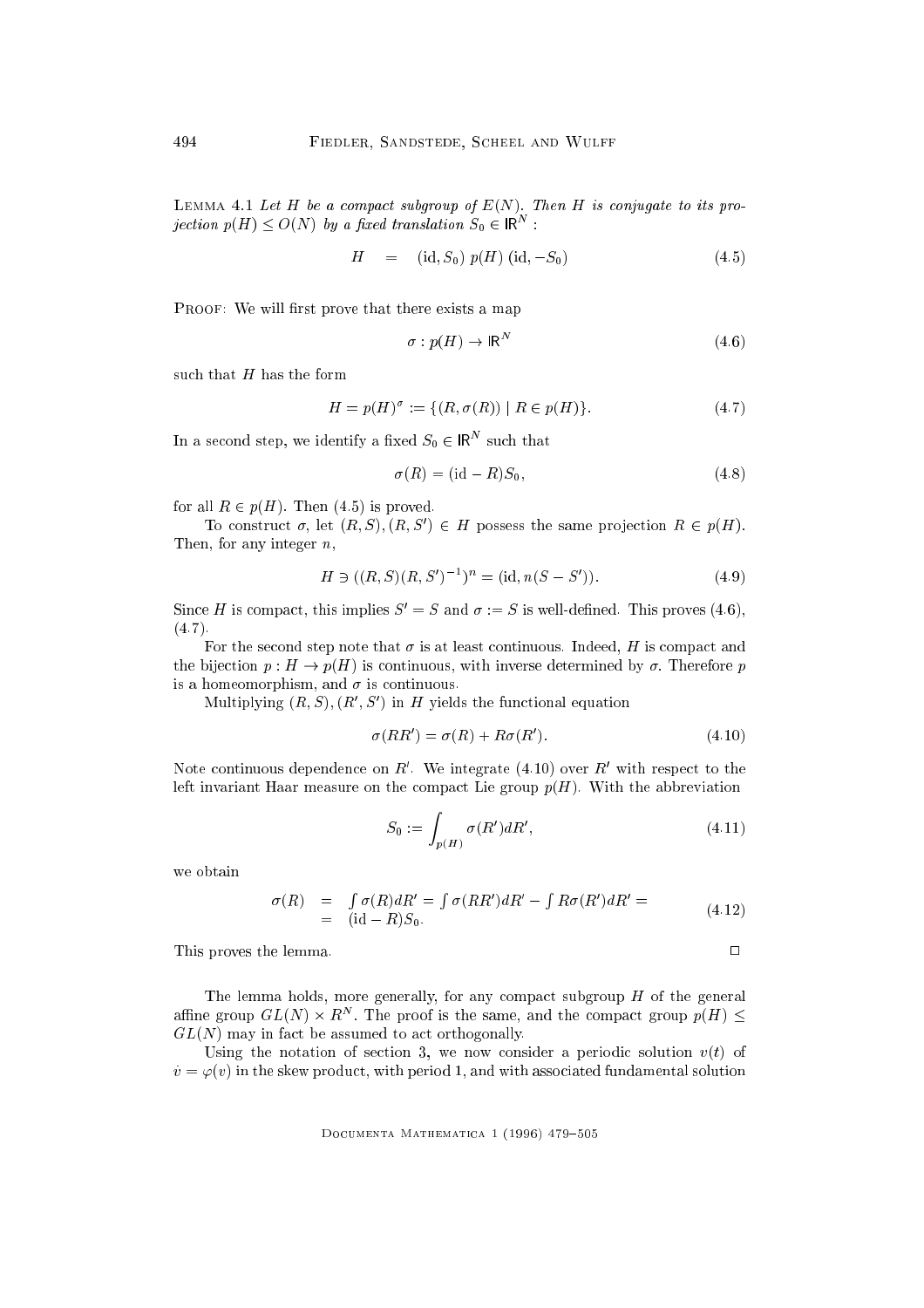**Lemma 4.1** *Let $H$ be a compact subgroup of $E(N)$. Then $H$ is conjugate to its projection $p(H) \leq O(N)$ by a fixed translation $S_0 \in \mathbb{R}^N$ :*

$$H \quad = \quad (\mathrm{id}, S_0)\; p(H)\; (\mathrm{id}, -S_0) \tag{4.5}$$

Proof: We will first prove that there exists a map

$$\sigma : p(H) \to \mathbb{R}^N \tag{4.6}$$

such that $H$ has the form

$$H = p(H)^\sigma := \{(R, \sigma(R)) \mid R \in p(H)\}. \tag{4.7}$$

In a second step, we identify a fixed $S_0 \in \mathbb{R}^N$ such that

$$\sigma(R) = (\mathrm{id} - R) S_0, \tag{4.8}$$

for all $R \in p(H)$. Then (4.5) is proved.

To construct $\sigma$, let $(R, S), (R, S') \in H$ possess the same projection $R \in p(H)$. Then, for any integer $n$,

$$H \ni ((R,S)(R,S')^{-1})^n = (\mathrm{id}, n(S - S')). \tag{4.9}$$

Since $H$ is compact, this implies $S' = S$ and $\sigma := S$ is well-defined. This proves (4.6), (4.7).

For the second step note that $\sigma$ is at least continuous. Indeed, $H$ is compact and the bijection $p : H \to p(H)$ is continuous, with inverse determined by $\sigma$. Therefore $p$ is a homeomorphism, and $\sigma$ is continuous.

Multiplying $(R, S), (R', S')$ in $H$ yields the functional equation

$$\sigma(RR') = \sigma(R) + R\sigma(R'). \tag{4.10}$$

Note continuous dependence on $R'$. We integrate (4.10) over $R'$ with respect to the left invariant Haar measure on the compact Lie group $p(H)$. With the abbreviation

$$S_0 := \int_{p(H)} \sigma(R') dR', \tag{4.11}$$

we obtain

$$\begin{aligned} \sigma(R) &= \int \sigma(R) dR' = \int \sigma(RR') dR' - \int R\sigma(R') dR' = \\ &= (\mathrm{id} - R) S_0. \end{aligned} \tag{4.12}$$

This proves the lemma. $\square$

The lemma holds, more generally, for any compact subgroup $H$ of the general affine group $GL(N) \times R^N$. The proof is the same, and the compact group $p(H) \leq GL(N)$ may in fact be assumed to act orthogonally.

Using the notation of section 3, we now consider a periodic solution $v(t)$ of $\dot{v} = \varphi(v)$ in the skew product, with period 1, and with associated fundamental solution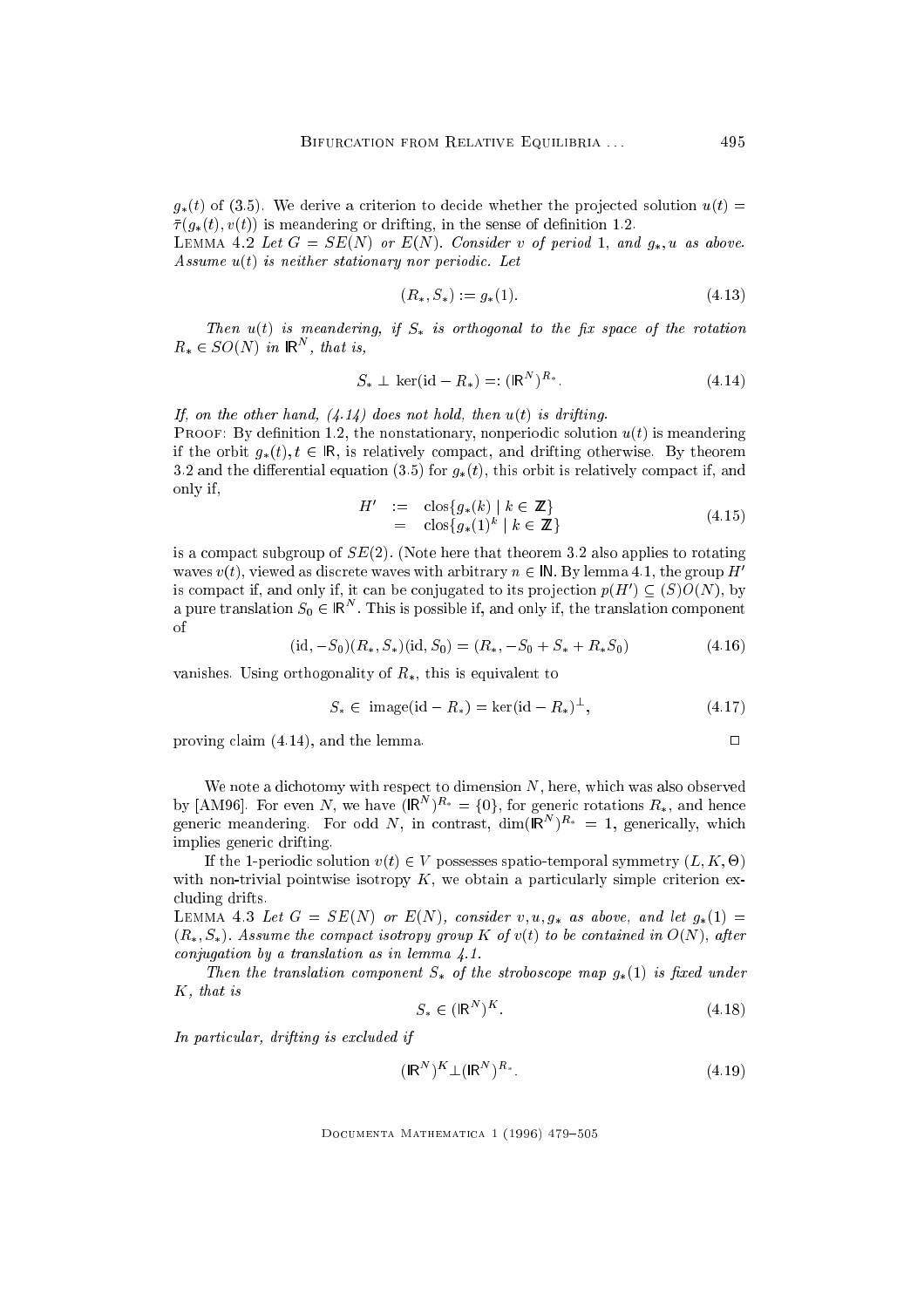$g_*(t)$ of (3.5). We derive a criterion to decide whether the projected solution $u(t) = \bar{\tau}(g_*(t), v(t))$ is meandering or drifting, in the sense of definition 1.2.

LEMMA 4.2 *Let $G = SE(N)$ or $E(N)$. Consider $v$ of period 1, and $g_*, u$ as above. Assume $u(t)$ is neither stationary nor periodic. Let*

$$(R_*, S_*) := g_*(1). \tag{4.13}$$

*Then $u(t)$ is meandering, if $S_*$ is orthogonal to the fix space of the rotation $R_* \in SO(N)$ in $\mathbb{R}^N$, that is,*

$$S_* \perp \ker(\mathrm{id} - R_*) =: (\mathbb{R}^N)^{R_*}. \tag{4.14}$$

*If, on the other hand, (4.14) does not hold, then $u(t)$ is drifting.*

PROOF: By definition 1.2, the nonstationary, nonperiodic solution $u(t)$ is meandering if the orbit $g_*(t), t \in \mathbb{R}$, is relatively compact, and drifting otherwise. By theorem 3.2 and the differential equation (3.5) for $g_*(t)$, this orbit is relatively compact if, and only if,

$$\begin{aligned} H' &:= \operatorname{clos}\{g_*(k) \mid k \in \mathbb{Z}\} \\ &= \operatorname{clos}\{g_*(1)^k \mid k \in \mathbb{Z}\} \end{aligned} \tag{4.15}$$

is a compact subgroup of $SE(2)$. (Note here that theorem 3.2 also applies to rotating waves $v(t)$, viewed as discrete waves with arbitrary $n \in \mathbb{N}$. By lemma 4.1, the group $H'$ is compact if, and only if, it can be conjugated to its projection $p(H') \subseteq (S)O(N)$, by a pure translation $S_0 \in \mathbb{R}^N$. This is possible if, and only if, the translation component of

$$(\mathrm{id}, -S_0)(R_*, S_*)(\mathrm{id}, S_0) = (R_*, -S_0 + S_* + R_* S_0) \tag{4.16}$$

vanishes. Using orthogonality of $R_*$, this is equivalent to

$$S_* \in \operatorname{image}(\mathrm{id} - R_*) = \ker(\mathrm{id} - R_*)^{\perp}, \tag{4.17}$$

proving claim (4.14), and the lemma. $\square$

We note a dichotomy with respect to dimension $N$, here, which was also observed by [AM96]. For even $N$, we have $(\mathbb{R}^N)^{R_*} = \{0\}$, for generic rotations $R_*$, and hence generic meandering. For odd $N$, in contrast, $\dim(\mathbb{R}^N)^{R_*} = 1$, generically, which implies generic drifting.

If the 1-periodic solution $v(t) \in V$ possesses spatio-temporal symmetry $(L, K, \Theta)$ with non-trivial pointwise isotropy $K$, we obtain a particularly simple criterion excluding drifts.

LEMMA 4.3 *Let $G = SE(N)$ or $E(N)$, consider $v, u, g_*$ as above, and let $g_*(1) = (R_*, S_*)$. Assume the compact isotropy group $K$ of $v(t)$ to be contained in $O(N)$, after conjugation by a translation as in lemma 4.1.*

*Then the translation component $S_*$ of the stroboscope map $g_*(1)$ is fixed under $K$, that is*

$$S_* \in (\mathbb{R}^N)^K. \tag{4.18}$$

*In particular, drifting is excluded if*

$$(\mathbb{R}^N)^K \perp (\mathbb{R}^N)^{R_*}. \tag{4.19}$$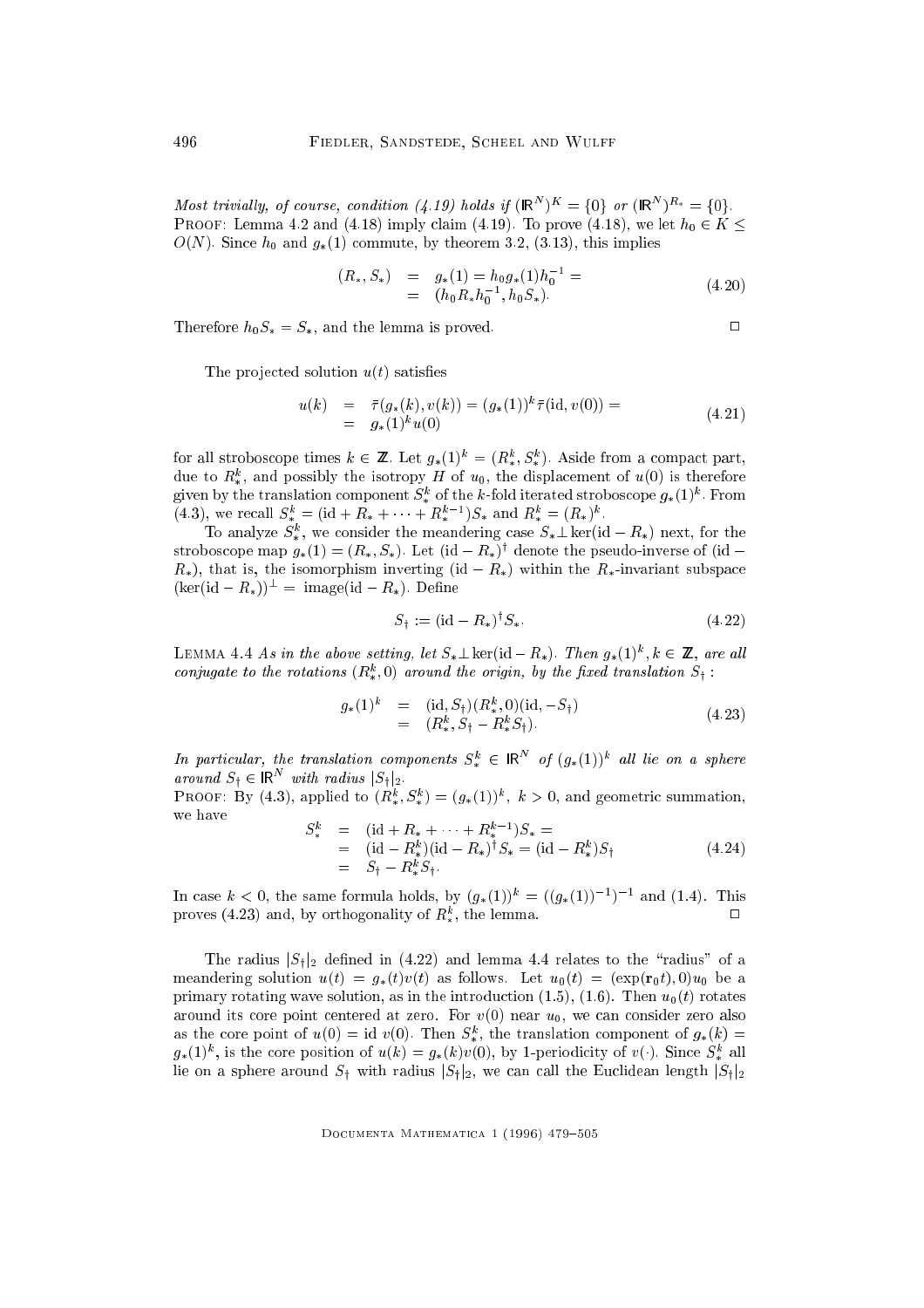*Most trivially, of course, condition (4.19) holds if $(\mathbb{R}^N)^K = \{0\}$ or $(\mathbb{R}^N)^{R_*} = \{0\}$.*

Proof: Lemma 4.2 and (4.18) imply claim (4.19). To prove (4.18), we let $h_0 \in K \leq O(N)$. Since $h_0$ and $g_*(1)$ commute, by theorem 3.2, (3.13), this implies

$$
\begin{aligned}
(R_*, S_*) &= g_*(1) = h_0 g_*(1) h_0^{-1} = \\
&= (h_0 R_* h_0^{-1}, h_0 S_*).
\end{aligned}
\tag{4.20}
$$

Therefore $h_0 S_* = S_*$, and the lemma is proved. □

The projected solution $u(t)$ satisfies

$$
\begin{aligned}
u(k) &= \bar{\tau}(g_*(k), v(k)) = (g_*(1))^k \bar{\tau}(\mathrm{id}, v(0)) = \\
&= g_*(1)^k u(0)
\end{aligned}
\tag{4.21}
$$

for all stroboscope times $k \in \mathbb{Z}$. Let $g_*(1)^k = (R_*^k, S_*^k)$. Aside from a compact part, due to $R_*^k$, and possibly the isotropy $H$ of $u_0$, the displacement of $u(0)$ is therefore given by the translation component $S_*^k$ of the $k$-fold iterated stroboscope $g_*(1)^k$. From (4.3), we recall $S_*^k = (\mathrm{id} + R_* + \cdots + R_*^{k-1})S_*$ and $R_*^k = (R_*)^k$.

To analyze $S_*^k$, we consider the meandering case $S_* \perp \ker(\mathrm{id} - R_*)$ next, for the stroboscope map $g_*(1) = (R_*, S_*)$. Let $(\mathrm{id} - R_*)^\dagger$ denote the pseudo-inverse of $(\mathrm{id} - R_*)$, that is, the isomorphism inverting $(\mathrm{id} - R_*)$ within the $R_*$-invariant subspace $(\ker(\mathrm{id} - R_*))^\perp = \mathrm{image}(\mathrm{id} - R_*)$. Define

$$
S_\dagger := (\mathrm{id} - R_*)^\dagger S_*.
\tag{4.22}
$$

Lemma 4.4 *As in the above setting, let $S_* \perp \ker(\mathrm{id} - R_*)$. Then $g_*(1)^k, k \in \mathbb{Z}$, are all conjugate to the rotations $(R_*^k, 0)$ around the origin, by the fixed translation $S_\dagger$:*

$$
\begin{aligned}
g_*(1)^k &= (\mathrm{id}, S_\dagger)(R_*^k, 0)(\mathrm{id}, -S_\dagger) \\
&= (R_*^k, S_\dagger - R_*^k S_\dagger).
\end{aligned}
\tag{4.23}
$$

*In particular, the translation components $S_*^k \in \mathbb{R}^N$ of $(g_*(1))^k$ all lie on a sphere around $S_\dagger \in \mathbb{R}^N$ with radius $|S_\dagger|_2$.*

Proof: By (4.3), applied to $(R_*^k, S_*^k) = (g_*(1))^k$, $k > 0$, and geometric summation, we have

$$
\begin{aligned}
S_*^k &= (\mathrm{id} + R_* + \cdots + R_*^{k-1})S_* = \\
&= (\mathrm{id} - R_*^k)(\mathrm{id} - R_*)^\dagger S_* = (\mathrm{id} - R_*^k)S_\dagger \\
&= S_\dagger - R_*^k S_\dagger.
\end{aligned}
\tag{4.24}
$$

In case $k < 0$, the same formula holds, by $(g_*(1))^k = ((g_*(1))^{-1})^{-k}$ and (1.4). This proves (4.23) and, by orthogonality of $R_*^k$, the lemma. □

The radius $|S_\dagger|_2$ defined in (4.22) and lemma 4.4 relates to the "radius" of a meandering solution $u(t) = g_*(t)v(t)$ as follows. Let $u_0(t) = (\exp(\mathbf{r}_0 t), 0)u_0$ be a primary rotating wave solution, as in the introduction (1.5), (1.6). Then $u_0(t)$ rotates around its core point centered at zero. For $v(0)$ near $u_0$, we can consider zero also as the core point of $u(0) = \mathrm{id}\, v(0)$. Then $S_*^k$, the translation component of $g_*(k) = g_*(1)^k$, is the core position of $u(k) = g_*(k)v(0)$, by 1-periodicity of $v(\cdot)$. Since $S_*^k$ all lie on a sphere around $S_\dagger$ with radius $|S_\dagger|_2$, we can call the Euclidean length $|S_\dagger|_2$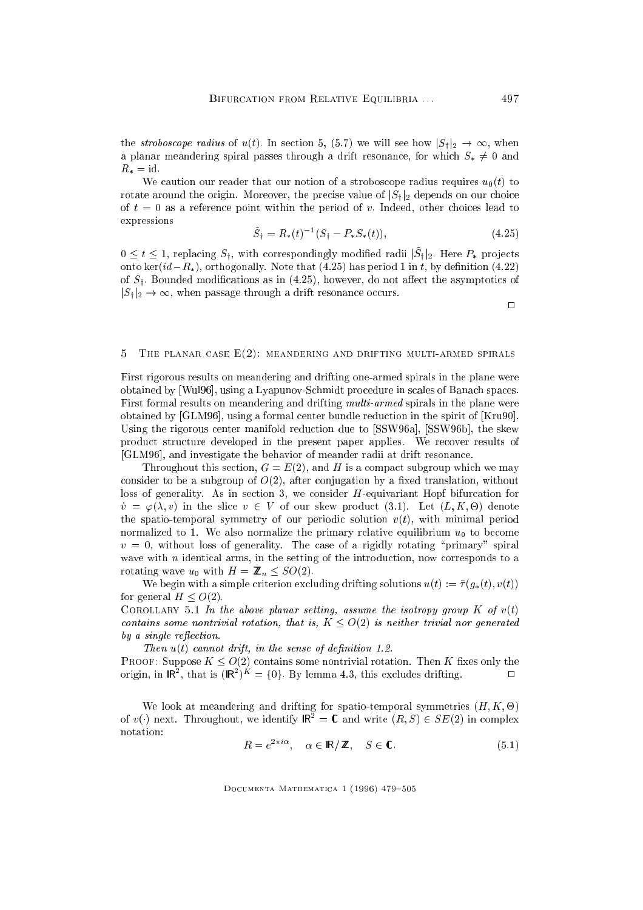the *stroboscope radius* of $u(t)$. In section 5, (5.7) we will see how $|S_\dagger|_2 \to \infty$, when a planar meandering spiral passes through a drift resonance, for which $S_* \neq 0$ and $R_* = \mathrm{id}$.

We caution our reader that our notion of a stroboscope radius requires $u_0(t)$ to rotate around the origin. Moreover, the precise value of $|S_\dagger|_2$ depends on our choice of $t = 0$ as a reference point within the period of $v$. Indeed, other choices lead to expressions

$$\tilde{S}_\dagger = R_*(t)^{-1}(S_\dagger - P_* S_*(t)), \tag{4.25}$$

$0 \leq t \leq 1$, replacing $S_\dagger$, with correspondingly modified radii $|\tilde{S}_\dagger|_2$. Here $P_*$ projects onto $\ker(id - R_*)$, orthogonally. Note that (4.25) has period 1 in $t$, by definition (4.22) of $S_\dagger$. Bounded modifications as in (4.25), however, do not affect the asymptotics of $|S_\dagger|_2 \to \infty$, when passage through a drift resonance occurs.

$\square$

## 5 The planar case E(2): meandering and drifting multi-armed spirals

First rigorous results on meandering and drifting one-armed spirals in the plane were obtained by [Wul96], using a Lyapunov-Schmidt procedure in scales of Banach spaces. First formal results on meandering and drifting *multi-armed* spirals in the plane were obtained by [GLM96], using a formal center bundle reduction in the spirit of [Kru90]. Using the rigorous center manifold reduction due to [SSW96a], [SSW96b], the skew product structure developed in the present paper applies. We recover results of [GLM96], and investigate the behavior of meander radii at drift resonance.

Throughout this section, $G = E(2)$, and $H$ is a compact subgroup which we may consider to be a subgroup of $O(2)$, after conjugation by a fixed translation, without loss of generality. As in section 3, we consider $H$-equivariant Hopf bifurcation for $\dot{v} = \varphi(\lambda, v)$ in the slice $v \in V$ of our skew product (3.1). Let $(L, K, \Theta)$ denote the spatio-temporal symmetry of our periodic solution $v(t)$, with minimal period normalized to 1. We also normalize the primary relative equilibrium $u_0$ to become $v = 0$, without loss of generality. The case of a rigidly rotating "primary" spiral wave with $n$ identical arms, in the setting of the introduction, now corresponds to a rotating wave $u_0$ with $H = \mathbb{Z}_n \leq SO(2)$.

We begin with a simple criterion excluding drifting solutions $u(t) := \tilde{\tau}(g_*(t), v(t))$ for general $H \leq O(2)$.

Corollary 5.1 *In the above planar setting, assume the isotropy group $K$ of $v(t)$ contains some nontrivial rotation, that is, $K \leq O(2)$ is neither trivial nor generated by a single reflection.*

*Then $u(t)$ cannot drift, in the sense of definition 1.2.*

Proof: Suppose $K \leq O(2)$ contains some nontrivial rotation. Then $K$ fixes only the origin, in $\mathbb{R}^2$, that is $(\mathbb{R}^2)^K = \{0\}$. By lemma 4.3, this excludes drifting. $\square$

We look at meandering and drifting for spatio-temporal symmetries $(H, K, \Theta)$ of $v(\cdot)$ next. Throughout, we identify $\mathbb{R}^2 = \mathbb{C}$ and write $(R, S) \in SE(2)$ in complex notation:

$$R = e^{2\pi i \alpha}, \quad \alpha \in \mathbb{R}/\mathbb{Z}, \quad S \in \mathbb{C}. \tag{5.1}$$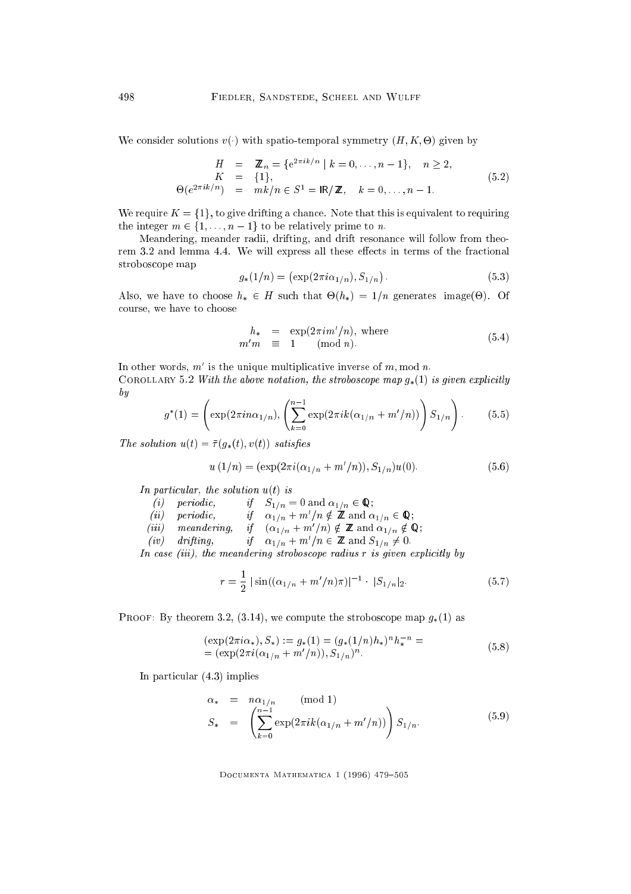We consider solutions $v(\cdot)$ with spatio-temporal symmetry $(H, K, \Theta)$ given by

$$
\begin{aligned}
H &= \mathbb{Z}_n = \{e^{2\pi ik/n} \mid k = 0, \ldots, n-1\}, \quad n \geq 2, \\
K &= \{1\}, \\
\Theta(e^{2\pi ik/n}) &= mk/n \in S^1 = \mathbb{R}/\mathbb{Z}, \quad k = 0, \ldots, n-1.
\end{aligned}
\tag{5.2}
$$

We require $K = \{1\}$, to give drifting a chance. Note that this is equivalent to requiring the integer $m \in \{1, \ldots, n-1\}$ to be relatively prime to $n$.

Meandering, meander radii, drifting, and drift resonance will follow from theorem 3.2 and lemma 4.4. We will express all these effects in terms of the fractional stroboscope map

$$
g_*(1/n) = \left(\exp(2\pi i\alpha_{1/n}), S_{1/n}\right). \tag{5.3}
$$

Also, we have to choose $h_* \in H$ such that $\Theta(h_*) = 1/n$ generates $\operatorname{image}(\Theta)$. Of course, we have to choose

$$
\begin{aligned}
h_* &= \exp(2\pi im'/n), \text{ where} \\
m'm &\equiv 1 \qquad (\bmod\ n).
\end{aligned}
\tag{5.4}
$$

In other words, $m'$ is the unique multiplicative inverse of $m$, mod $n$.

Corollary 5.2 *With the above notation, the stroboscope map $g_*(1)$ is given explicitly by*

$$
g^*(1) = \left(\exp(2\pi in\alpha_{1/n}), \left(\sum_{k=0}^{n-1} \exp(2\pi ik(\alpha_{1/n} + m'/n))\right) S_{1/n}\right). \tag{5.5}
$$

*The solution $u(t) = \bar{\tau}(g_*(t), v(t))$ satisfies*

$$
u\left(1/n\right) = (\exp(2\pi i(\alpha_{1/n} + m'/n)), S_{1/n})u(0). \tag{5.6}
$$

*In particular, the solution $u(t)$ is*

*(i)* *periodic,* *if* $S_{1/n} = 0$ and $\alpha_{1/n} \in \mathbb{Q}$;
*(ii)* *periodic,* *if* $\alpha_{1/n} + m'/n \notin \mathbb{Z}$ and $\alpha_{1/n} \in \mathbb{Q}$;
*(iii)* *meandering,* *if* $(\alpha_{1/n} + m'/n) \notin \mathbb{Z}$ and $\alpha_{1/n} \notin \mathbb{Q}$;
*(iv)* *drifting,* *if* $\alpha_{1/n} + m'/n \in \mathbb{Z}$ and $S_{1/n} \neq 0$.

*In case (iii), the meandering stroboscope radius $r$ is given explicitly by*

$$
r = \frac{1}{2} \left|\sin((\alpha_{1/n} + m'/n)\pi)\right|^{-1} \cdot |S_{1/n}|_2. \tag{5.7}
$$

Proof: By theorem 3.2, (3.14), we compute the stroboscope map $g_*(1)$ as

$$
\begin{aligned}
&(\exp(2\pi i\alpha_*), S_*) := g_*(1) = (g_*(1/n)h_*)^n h_*^{-n} = \\
&= (\exp(2\pi i(\alpha_{1/n} + m'/n)), S_{1/n})^n.
\end{aligned}
\tag{5.8}
$$

In particular (4.3) implies

$$
\begin{aligned}
\alpha_* &= n\alpha_{1/n} \qquad (\bmod\ 1) \\
S_* &= \left(\sum_{k=0}^{n-1} \exp(2\pi ik(\alpha_{1/n} + m'/n))\right) S_{1/n}.
\end{aligned}
\tag{5.9}
$$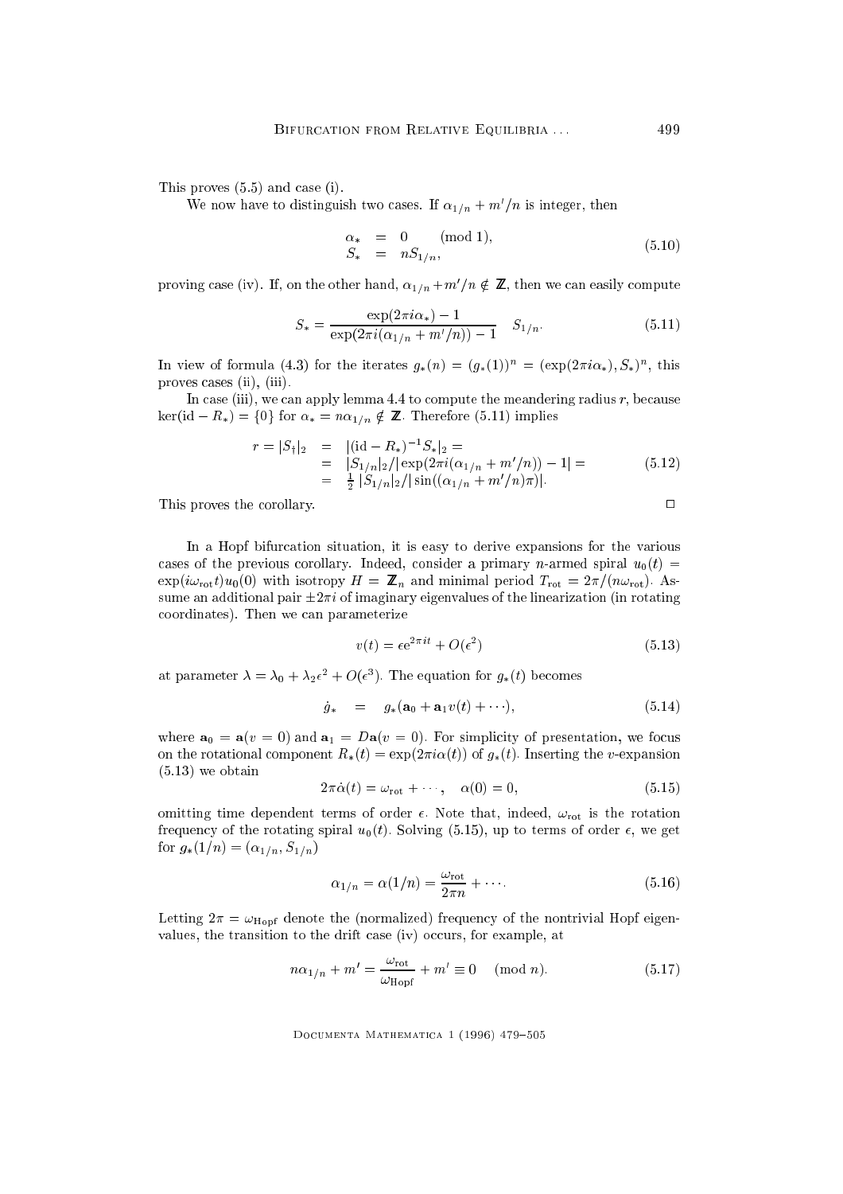This proves (5.5) and case (i).

We now have to distinguish two cases. If $\alpha_{1/n} + m'/n$ is integer, then

$$
\begin{aligned}
\alpha_* &= 0 \qquad (\text{mod } 1), \\
S_* &= nS_{1/n},
\end{aligned}
\tag{5.10}
$$

proving case (iv). If, on the other hand, $\alpha_{1/n} + m'/n \notin \mathbb{Z}$, then we can easily compute

$$
S_* = \frac{\exp(2\pi i \alpha_*) - 1}{\exp(2\pi i(\alpha_{1/n} + m'/n)) - 1} \quad S_{1/n}. \tag{5.11}
$$

In view of formula (4.3) for the iterates $g_*(n) = (g_*(1))^n = (\exp(2\pi i \alpha_*), S_*)^n$, this proves cases (ii), (iii).

In case (iii), we can apply lemma 4.4 to compute the meandering radius $r$, because $\ker(\mathrm{id} - R_*) = \{0\}$ for $\alpha_* = n\alpha_{1/n} \notin \mathbb{Z}$. Therefore (5.11) implies

$$
\begin{aligned}
r = |S_\dagger|_2 &= |(\mathrm{id} - R_*)^{-1} S_*|_2 = \\
&= |S_{1/n}|_2 / |\exp(2\pi i(\alpha_{1/n} + m'/n)) - 1| = \\
&= \tfrac{1}{2}\, |S_{1/n}|_2 / |\sin((\alpha_{1/n} + m'/n)\pi)|.
\end{aligned}
\tag{5.12}
$$

This proves the corollary. $\square$

In a Hopf bifurcation situation, it is easy to derive expansions for the various cases of the previous corollary. Indeed, consider a primary $n$-armed spiral $u_0(t) = \exp(i\omega_{\mathrm{rot}} t) u_0(0)$ with isotropy $H = \mathbb{Z}_n$ and minimal period $T_{\mathrm{rot}} = 2\pi/(n\omega_{\mathrm{rot}})$. Assume an additional pair $\pm 2\pi i$ of imaginary eigenvalues of the linearization (in rotating coordinates). Then we can parameterize

$$
v(t) = \epsilon e^{2\pi i t} + O(\epsilon^2) \tag{5.13}
$$

at parameter $\lambda = \lambda_0 + \lambda_2 \epsilon^2 + O(\epsilon^3)$. The equation for $g_*(t)$ becomes

$$
\dot{g}_* \quad = \quad g_*(\mathbf{a}_0 + \mathbf{a}_1 v(t) + \cdots), \tag{5.14}
$$

where $\mathbf{a}_0 = \mathbf{a}(v = 0)$ and $\mathbf{a}_1 = D\mathbf{a}(v = 0)$. For simplicity of presentation, we focus on the rotational component $R_*(t) = \exp(2\pi i \alpha(t))$ of $g_*(t)$. Inserting the $v$-expansion (5.13) we obtain

$$
2\pi \dot{\alpha}(t) = \omega_{\mathrm{rot}} + \cdots, \quad \alpha(0) = 0, \tag{5.15}
$$

omitting time dependent terms of order $\epsilon$. Note that, indeed, $\omega_{\mathrm{rot}}$ is the rotation frequency of the rotating spiral $u_0(t)$. Solving (5.15), up to terms of order $\epsilon$, we get for $g_*(1/n) = (\alpha_{1/n}, S_{1/n})$

$$
\alpha_{1/n} = \alpha(1/n) = \frac{\omega_{\mathrm{rot}}}{2\pi n} + \cdots. \tag{5.16}
$$

Letting $2\pi = \omega_{\mathrm{Hopf}}$ denote the (normalized) frequency of the nontrivial Hopf eigenvalues, the transition to the drift case (iv) occurs, for example, at

$$
n\alpha_{1/n} + m' = \frac{\omega_{\mathrm{rot}}}{\omega_{\mathrm{Hopf}}} + m' \equiv 0 \quad (\text{mod } n). \tag{5.17}
$$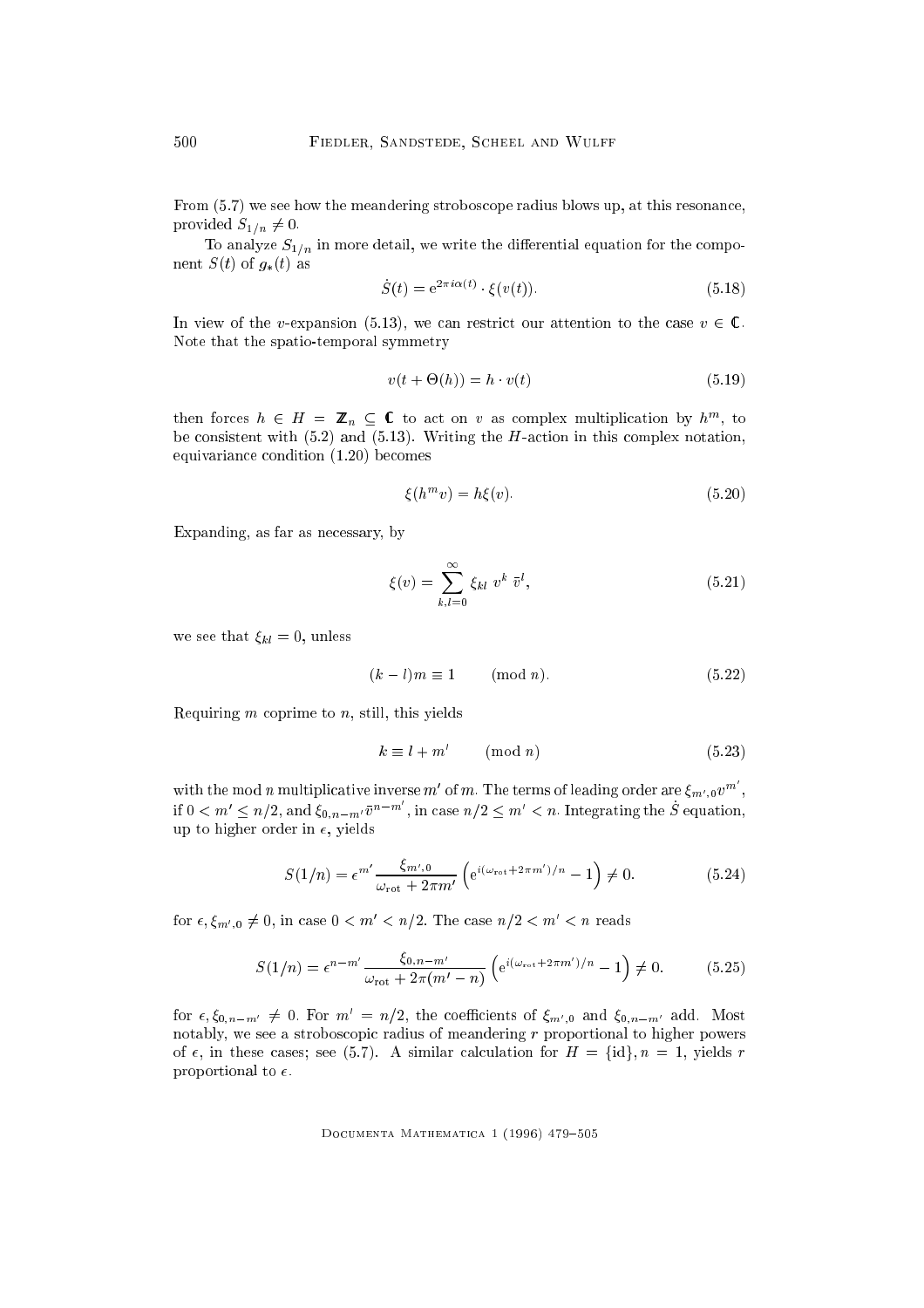From (5.7) we see how the meandering stroboscope radius blows up, at this resonance, provided $S_{1/n} \neq 0$.

To analyze $S_{1/n}$ in more detail, we write the differential equation for the component $S(t)$ of $g_*(t)$ as

$$\dot{S}(t) = \mathrm{e}^{2\pi i \alpha(t)} \cdot \xi(v(t)). \tag{5.18}$$

In view of the $v$-expansion (5.13), we can restrict our attention to the case $v \in \mathbb{C}$. Note that the spatio-temporal symmetry

$$v(t + \Theta(h)) = h \cdot v(t) \tag{5.19}$$

then forces $h \in H = \mathbb{Z}_n \subseteq \mathbb{C}$ to act on $v$ as complex multiplication by $h^m$, to be consistent with (5.2) and (5.13). Writing the $H$-action in this complex notation, equivariance condition (1.20) becomes

$$\xi(h^m v) = h \xi(v). \tag{5.20}$$

Expanding, as far as necessary, by

$$\xi(v) = \sum_{k,l=0}^{\infty} \xi_{kl}\ v^k\ \bar{v}^l, \tag{5.21}$$

we see that $\xi_{kl} = 0$, unless

$$(k - l)m \equiv 1 \qquad (\mathrm{mod}\ n). \tag{5.22}$$

Requiring $m$ coprime to $n$, still, this yields

$$k \equiv l + m' \qquad (\mathrm{mod}\ n) \tag{5.23}$$

with the mod $n$ multiplicative inverse $m'$ of $m$. The terms of leading order are $\xi_{m',0} v^{m'}$, if $0 < m' \leq n/2$, and $\xi_{0,n-m'} \bar{v}^{n-m'}$, in case $n/2 \leq m' < n$. Integrating the $\dot{S}$ equation, up to higher order in $\epsilon$, yields

$$S(1/n) = \epsilon^{m'} \frac{\xi_{m',0}}{\omega_{\mathrm{rot}} + 2\pi m'} \left( \mathrm{e}^{i(\omega_{\mathrm{rot}} + 2\pi m')/n} - 1 \right) \neq 0. \tag{5.24}$$

for $\epsilon, \xi_{m',0} \neq 0$, in case $0 < m' < n/2$. The case $n/2 < m' < n$ reads

$$S(1/n) = \epsilon^{n-m'} \frac{\xi_{0,n-m'}}{\omega_{\mathrm{rot}} + 2\pi(m' - n)} \left( \mathrm{e}^{i(\omega_{\mathrm{rot}} + 2\pi m')/n} - 1 \right) \neq 0. \tag{5.25}$$

for $\epsilon, \xi_{0,n-m'} \neq 0$. For $m' = n/2$, the coefficients of $\xi_{m',0}$ and $\xi_{0,n-m'}$ add. Most notably, we see a stroboscopic radius of meandering $r$ proportional to higher powers of $\epsilon$, in these cases; see (5.7). A similar calculation for $H = \{\mathrm{id}\}, n = 1$, yields $r$ proportional to $\epsilon$.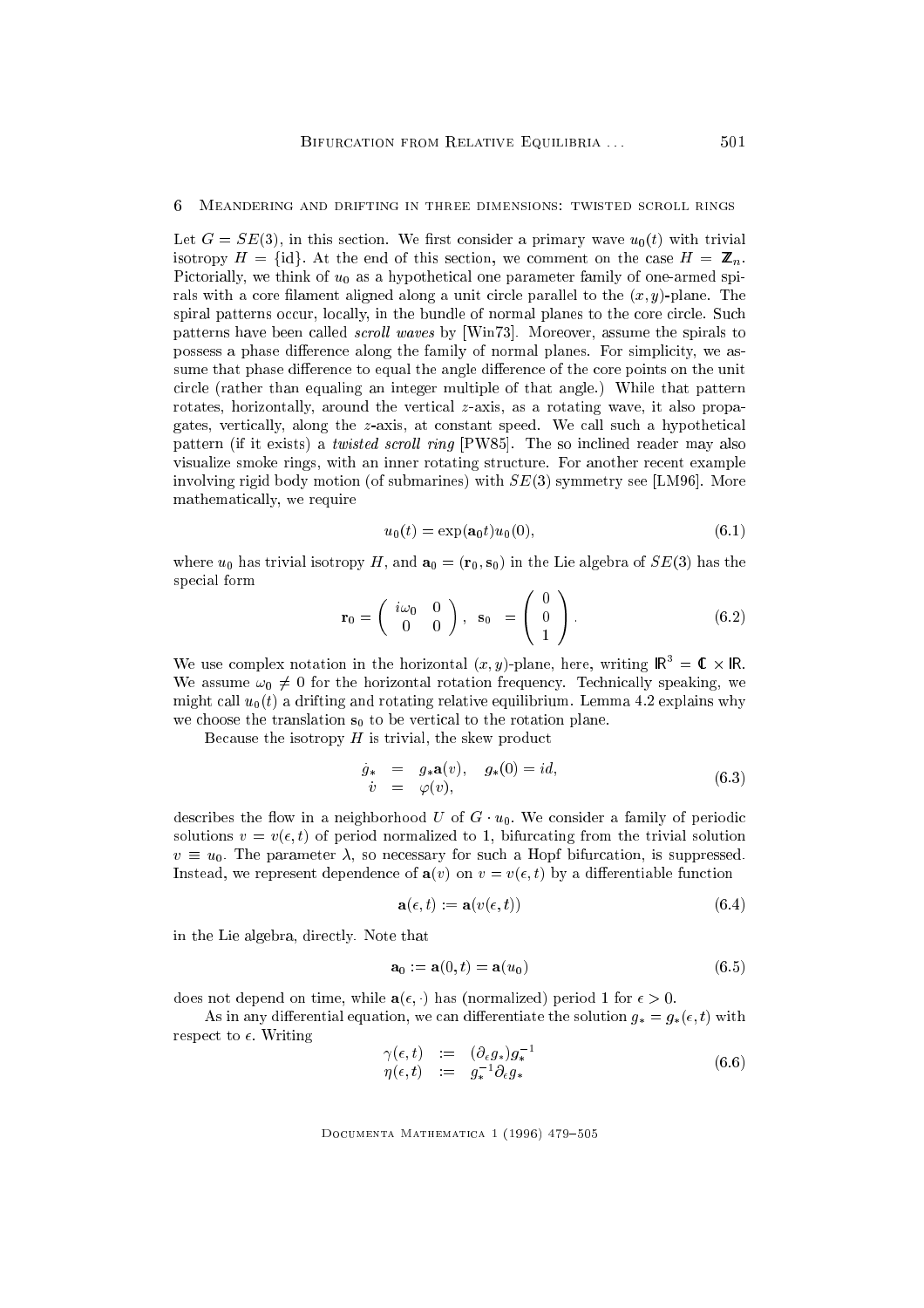## 6 Meandering and drifting in three dimensions: twisted scroll rings

Let $G = SE(3)$, in this section. We first consider a primary wave $u_0(t)$ with trivial isotropy $H = \{\mathrm{id}\}$. At the end of this section, we comment on the case $H = \mathbb{Z}_n$. Pictorially, we think of $u_0$ as a hypothetical one parameter family of one-armed spirals with a core filament aligned along a unit circle parallel to the $(x, y)$-plane. The spiral patterns occur, locally, in the bundle of normal planes to the core circle. Such patterns have been called *scroll waves* by [Win73]. Moreover, assume the spirals to possess a phase difference along the family of normal planes. For simplicity, we assume that phase difference to equal the angle difference of the core points on the unit circle (rather than equaling an integer multiple of that angle.) While that pattern rotates, horizontally, around the vertical $z$-axis, as a rotating wave, it also propagates, vertically, along the $z$-axis, at constant speed. We call such a hypothetical pattern (if it exists) a *twisted scroll ring* [PW85]. The so inclined reader may also visualize smoke rings, with an inner rotating structure. For another recent example involving rigid body motion (of submarines) with $SE(3)$ symmetry see [LM96]. More mathematically, we require

$$u_0(t) = \exp(\mathbf{a}_0 t) u_0(0), \tag{6.1}$$

where $u_0$ has trivial isotropy $H$, and $\mathbf{a}_0 = (\mathbf{r}_0, \mathbf{s}_0)$ in the Lie algebra of $SE(3)$ has the special form

$$\mathbf{r}_0 = \begin{pmatrix} i\omega_0 & 0 \\ 0 & 0 \end{pmatrix}, \quad \mathbf{s}_0 = \begin{pmatrix} 0 \\ 0 \\ 1 \end{pmatrix}. \tag{6.2}$$

We use complex notation in the horizontal $(x, y)$-plane, here, writing $\mathbb{R}^3 = \mathbb{C} \times \mathbb{R}$. We assume $\omega_0 \neq 0$ for the horizontal rotation frequency. Technically speaking, we might call $u_0(t)$ a drifting and rotating relative equilibrium. Lemma 4.2 explains why we choose the translation $\mathbf{s}_0$ to be vertical to the rotation plane.

Because the isotropy $H$ is trivial, the skew product

$$\begin{aligned} \dot{g}_* &= g_* \mathbf{a}(v), \quad g_*(0) = id, \\ \dot{v} &= \varphi(v), \end{aligned} \tag{6.3}$$

describes the flow in a neighborhood $U$ of $G \cdot u_0$. We consider a family of periodic solutions $v = v(\epsilon, t)$ of period normalized to 1, bifurcating from the trivial solution $v \equiv u_0$. The parameter $\lambda$, so necessary for such a Hopf bifurcation, is suppressed. Instead, we represent dependence of $\mathbf{a}(v)$ on $v = v(\epsilon, t)$ by a differentiable function

$$\mathbf{a}(\epsilon, t) := \mathbf{a}(v(\epsilon, t)) \tag{6.4}$$

in the Lie algebra, directly. Note that

$$\mathbf{a}_0 := \mathbf{a}(0, t) = \mathbf{a}(u_0) \tag{6.5}$$

does not depend on time, while $\mathbf{a}(\epsilon, \cdot)$ has (normalized) period 1 for $\epsilon > 0$.

As in any differential equation, we can differentiate the solution $g_* = g_*(\epsilon, t)$ with respect to $\epsilon$. Writing

$$\begin{aligned} \gamma(\epsilon, t) &:= (\partial_\epsilon g_*) g_*^{-1} \\ \eta(\epsilon, t) &:= g_*^{-1} \partial_\epsilon g_* \end{aligned} \tag{6.6}$$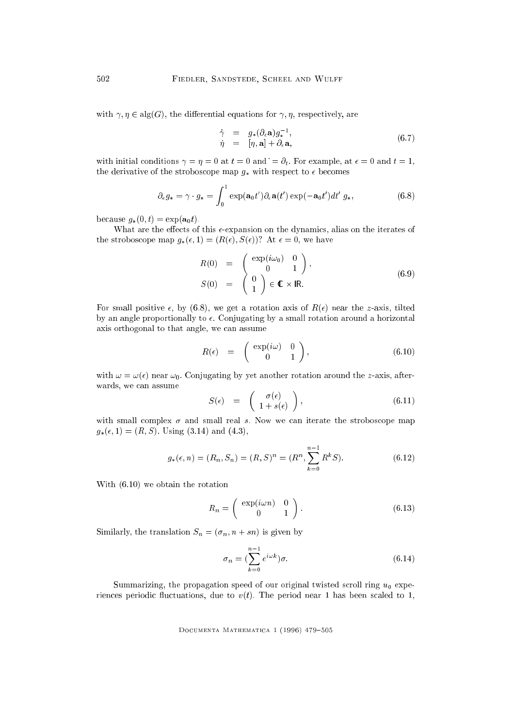with $\gamma, \eta \in \text{alg}(G)$, the differential equations for $\gamma, \eta$, respectively, are

$$\begin{aligned} \dot{\gamma} &= g_*(\partial_\epsilon \mathbf{a}) g_*^{-1}, \\ \dot{\eta} &= [\eta, \mathbf{a}] + \partial_\epsilon \mathbf{a}, \end{aligned} \tag{6.7}$$

with initial conditions $\gamma = \eta = 0$ at $t = 0$ and $\dot{} = \partial_t$. For example, at $\epsilon = 0$ and $t = 1$, the derivative of the stroboscope map $g_*$ with respect to $\epsilon$ becomes

$$\partial_\epsilon g_* = \gamma \cdot g_* = \int_0^1 \exp(\mathbf{a}_0 t') \partial_\epsilon \mathbf{a}(t') \exp(-\mathbf{a}_0 t') dt' \; g_*, \tag{6.8}$$

because $g_*(0, t) = \exp(\mathbf{a}_0 t)$.

What are the effects of this $\epsilon$-expansion on the dynamics, alias on the iterates of the stroboscope map $g_*(\epsilon, 1) = (R(\epsilon), S(\epsilon))$? At $\epsilon = 0$, we have

$$\begin{aligned} R(0) &= \begin{pmatrix} \exp(i\omega_0) & 0 \\ 0 & 1 \end{pmatrix}, \\ S(0) &= \begin{pmatrix} 0 \\ 1 \end{pmatrix} \in \mathbb{C} \times \mathbb{R}. \end{aligned} \tag{6.9}$$

For small positive $\epsilon$, by (6.8), we get a rotation axis of $R(\epsilon)$ near the $z$-axis, tilted by an angle proportionally to $\epsilon$. Conjugating by a small rotation around a horizontal axis orthogonal to that angle, we can assume

$$R(\epsilon) \;\; = \;\; \begin{pmatrix} \exp(i\omega) & 0 \\ 0 & 1 \end{pmatrix}, \tag{6.10}$$

with $\omega = \omega(\epsilon)$ near $\omega_0$. Conjugating by yet another rotation around the $z$-axis, afterwards, we can assume

$$S(\epsilon) \;\; = \;\; \begin{pmatrix} \sigma(\epsilon) \\ 1 + s(\epsilon) \end{pmatrix}, \tag{6.11}$$

with small complex $\sigma$ and small real $s$. Now we can iterate the stroboscope map $g_*(\epsilon, 1) = (R, S)$. Using (3.14) and (4.3),

$$g_*(\epsilon, n) = (R_n, S_n) = (R, S)^n = (R^n, \sum_{k=0}^{n-1} R^k S). \tag{6.12}$$

With (6.10) we obtain the rotation

$$R_n = \begin{pmatrix} \exp(i\omega n) & 0 \\ 0 & 1 \end{pmatrix}. \tag{6.13}$$

Similarly, the translation $S_n = (\sigma_n, n + sn)$ is given by

$$\sigma_n = (\sum_{k=0}^{n-1} e^{i\omega k}) \sigma. \tag{6.14}$$

Summarizing, the propagation speed of our original twisted scroll ring $u_0$ experiences periodic fluctuations, due to $v(t)$. The period near 1 has been scaled to 1,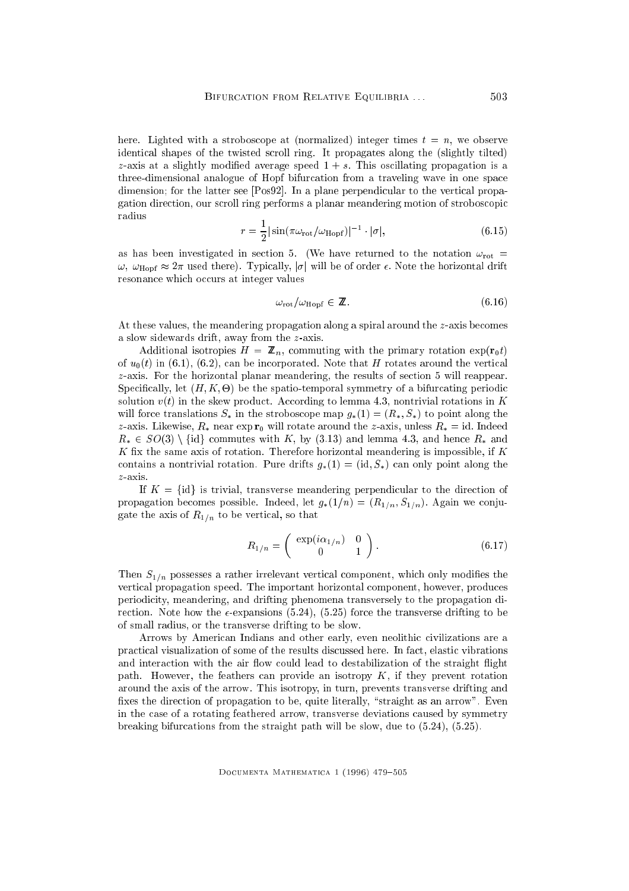here. Lighted with a stroboscope at (normalized) integer times $t = n$, we observe identical shapes of the twisted scroll ring. It propagates along the (slightly tilted) $z$-axis at a slightly modified average speed $1 + s$. This oscillating propagation is a three-dimensional analogue of Hopf bifurcation from a traveling wave in one space dimension; for the latter see [Pos92]. In a plane perpendicular to the vertical propagation direction, our scroll ring performs a planar meandering motion of stroboscopic radius

$$r = \frac{1}{2} |\sin(\pi\omega_{\mathrm{rot}}/\omega_{\mathrm{Hopf}})|^{-1} \cdot |\sigma|, \tag{6.15}$$

as has been investigated in section 5. (We have returned to the notation $\omega_{\mathrm{rot}} = \omega$, $\omega_{\mathrm{Hopf}} \approx 2\pi$ used there). Typically, $|\sigma|$ will be of order $\epsilon$. Note the horizontal drift resonance which occurs at integer values

$$\omega_{\mathrm{rot}}/\omega_{\mathrm{Hopf}} \in \mathbb{Z}. \tag{6.16}$$

At these values, the meandering propagation along a spiral around the $z$-axis becomes a slow sidewards drift, away from the $z$-axis.

Additional isotropies $H = \mathbb{Z}_n$, commuting with the primary rotation $\exp(\mathbf{r}_0 t)$ of $u_0(t)$ in (6.1), (6.2), can be incorporated. Note that $H$ rotates around the vertical $z$-axis. For the horizontal planar meandering, the results of section 5 will reappear. Specifically, let $(H, K, \Theta)$ be the spatio-temporal symmetry of a bifurcating periodic solution $v(t)$ in the skew product. According to lemma 4.3, nontrivial rotations in $K$ will force translations $S_*$ in the stroboscope map $g_*(1) = (R_*, S_*)$ to point along the $z$-axis. Likewise, $R_*$ near $\exp \mathbf{r}_0$ will rotate around the $z$-axis, unless $R_* = \mathrm{id}$. Indeed $R_* \in SO(3) \setminus \{\mathrm{id}\}$ commutes with $K$, by (3.13) and lemma 4.3, and hence $R_*$ and $K$ fix the same axis of rotation. Therefore horizontal meandering is impossible, if $K$ contains a nontrivial rotation. Pure drifts $g_*(1) = (\mathrm{id}, S_*)$ can only point along the $z$-axis.

If $K = \{\mathrm{id}\}$ is trivial, transverse meandering perpendicular to the direction of propagation becomes possible. Indeed, let $g_*(1/n) = (R_{1/n}, S_{1/n})$. Again we conjugate the axis of $R_{1/n}$ to be vertical, so that

$$R_{1/n} = \begin{pmatrix} \exp(i\alpha_{1/n}) & 0 \\ 0 & 1 \end{pmatrix}. \tag{6.17}$$

Then $S_{1/n}$ possesses a rather irrelevant vertical component, which only modifies the vertical propagation speed. The important horizontal component, however, produces periodicity, meandering, and drifting phenomena transversely to the propagation direction. Note how the $\epsilon$-expansions (5.24), (5.25) force the transverse drifting to be of small radius, or the transverse drifting to be slow.

Arrows by American Indians and other early, even neolithic civilizations are a practical visualization of some of the results discussed here. In fact, elastic vibrations and interaction with the air flow could lead to destabilization of the straight flight path. However, the feathers can provide an isotropy $K$, if they prevent rotation around the axis of the arrow. This isotropy, in turn, prevents transverse drifting and fixes the direction of propagation to be, quite literally, "straight as an arrow". Even in the case of a rotating feathered arrow, transverse deviations caused by symmetry breaking bifurcations from the straight path will be slow, due to (5.24), (5.25).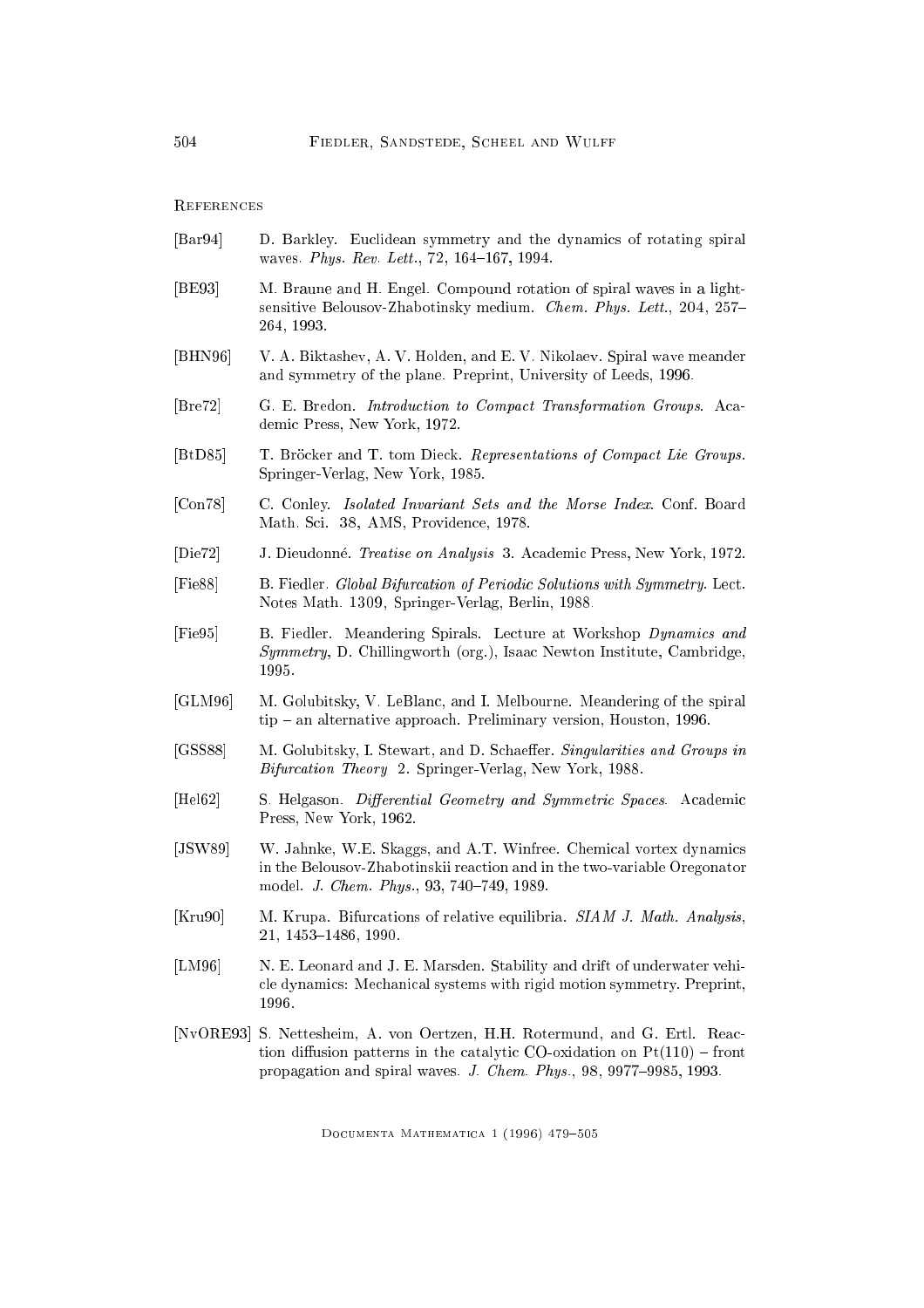## References

[Bar94] D. Barkley. Euclidean symmetry and the dynamics of rotating spiral waves. *Phys. Rev. Lett.*, 72, 164–167, 1994.

[BE93] M. Braune and H. Engel. Compound rotation of spiral waves in a light-sensitive Belousov-Zhabotinsky medium. *Chem. Phys. Lett.*, 204, 257–264, 1993.

[BHN96] V. A. Biktashev, A. V. Holden, and E. V. Nikolaev. Spiral wave meander and symmetry of the plane. Preprint, University of Leeds, 1996.

[Bre72] G. E. Bredon. *Introduction to Compact Transformation Groups*. Academic Press, New York, 1972.

[BtD85] T. Bröcker and T. tom Dieck. *Representations of Compact Lie Groups*. Springer-Verlag, New York, 1985.

[Con78] C. Conley. *Isolated Invariant Sets and the Morse Index*. Conf. Board Math. Sci. 38, AMS, Providence, 1978.

[Die72] J. Dieudonné. *Treatise on Analysis* 3. Academic Press, New York, 1972.

[Fie88] B. Fiedler. *Global Bifurcation of Periodic Solutions with Symmetry*. Lect. Notes Math. 1309, Springer-Verlag, Berlin, 1988.

[Fie95] B. Fiedler. Meandering Spirals. Lecture at Workshop *Dynamics and Symmetry*, D. Chillingworth (org.), Isaac Newton Institute, Cambridge, 1995.

[GLM96] M. Golubitsky, V. LeBlanc, and I. Melbourne. Meandering of the spiral tip – an alternative approach. Preliminary version, Houston, 1996.

[GSS88] M. Golubitsky, I. Stewart, and D. Schaeffer. *Singularities and Groups in Bifurcation Theory* 2. Springer-Verlag, New York, 1988.

[Hel62] S. Helgason. *Differential Geometry and Symmetric Spaces*. Academic Press, New York, 1962.

[JSW89] W. Jahnke, W.E. Skaggs, and A.T. Winfree. Chemical vortex dynamics in the Belousov-Zhabotinskii reaction and in the two-variable Oregonator model. *J. Chem. Phys.*, 93, 740–749, 1989.

[Kru90] M. Krupa. Bifurcations of relative equilibria. *SIAM J. Math. Analysis*, 21, 1453–1486, 1990.

[LM96] N. E. Leonard and J. E. Marsden. Stability and drift of underwater vehicle dynamics: Mechanical systems with rigid motion symmetry. Preprint, 1996.

[NvORE93] S. Nettesheim, A. von Oertzen, H.H. Rotermund, and G. Ertl. Reaction diffusion patterns in the catalytic CO-oxidation on Pt(110) – front propagation and spiral waves. *J. Chem. Phys.*, 98, 9977–9985, 1993.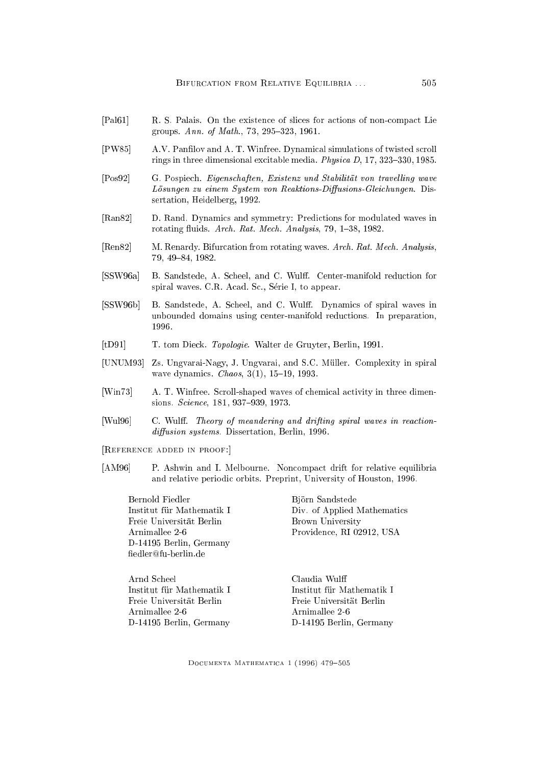[Pal61] R. S. Palais. On the existence of slices for actions of non-compact Lie groups. *Ann. of Math.*, 73, 295–323, 1961.

[PW85] A.V. Panfilov and A. T. Winfree. Dynamical simulations of twisted scroll rings in three dimensional excitable media. *Physica D*, 17, 323–330, 1985.

[Pos92] G. Pospiech. *Eigenschaften, Existenz und Stabilität von travelling wave Lösungen zu einem System von Reaktions-Diffusions-Gleichungen*. Dissertation, Heidelberg, 1992.

[Ran82] D. Rand. Dynamics and symmetry: Predictions for modulated waves in rotating fluids. *Arch. Rat. Mech. Analysis*, 79, 1–38, 1982.

[Ren82] M. Renardy. Bifurcation from rotating waves. *Arch. Rat. Mech. Analysis*, 79, 49–84, 1982.

[SSW96a] B. Sandstede, A. Scheel, and C. Wulff. Center-manifold reduction for spiral waves. C.R. Acad. Sc., Série I, to appear.

[SSW96b] B. Sandstede, A. Scheel, and C. Wulff. Dynamics of spiral waves in unbounded domains using center-manifold reductions. In preparation, 1996.

[tD91] T. tom Dieck. *Topologie*. Walter de Gruyter, Berlin, 1991.

[UNUM93] Zs. Ungvarai-Nagy, J. Ungvarai, and S.C. Müller. Complexity in spiral wave dynamics. *Chaos*, 3(1), 15–19, 1993.

[Win73] A. T. Winfree. Scroll-shaped waves of chemical activity in three dimensions. *Science*, 181, 937–939, 1973.

[Wul96] C. Wulff. *Theory of meandering and drifting spiral waves in reaction-diffusion systems*. Dissertation, Berlin, 1996.

[Reference added in proof:]

[AM96] P. Ashwin and I. Melbourne. Noncompact drift for relative equilibria and relative periodic orbits. Preprint, University of Houston, 1996.

Bernold Fiedler
Institut für Mathematik I
Freie Universität Berlin
Arnimallee 2-6
D-14195 Berlin, Germany
fiedler@fu-berlin.de

Björn Sandstede
Div. of Applied Mathematics
Brown University
Providence, RI 02912, USA

Arnd Scheel
Institut für Mathematik I
Freie Universität Berlin
Arnimallee 2-6
D-14195 Berlin, Germany

Claudia Wulff
Institut für Mathematik I
Freie Universität Berlin
Arnimallee 2-6
D-14195 Berlin, Germany